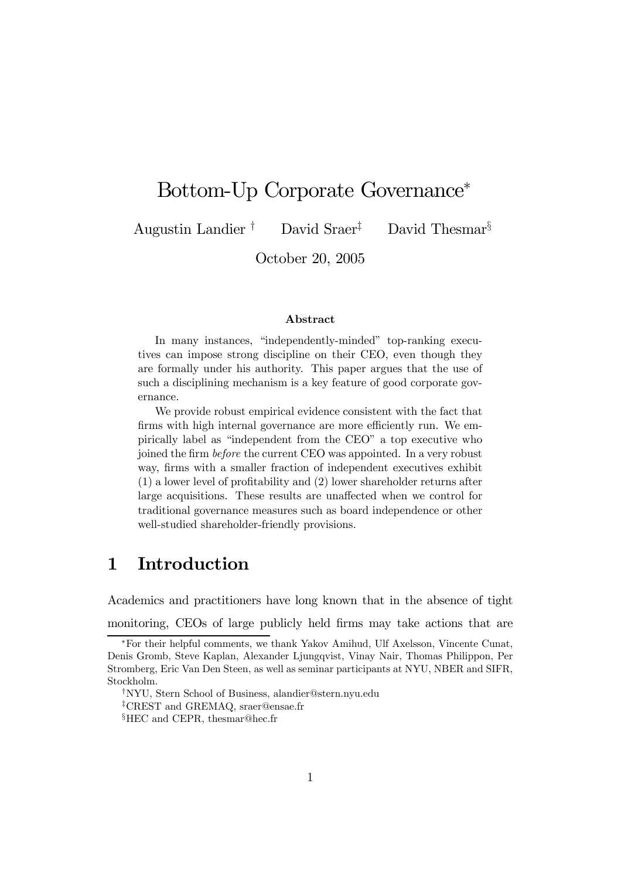# Bottom-Up Corporate Governance*

Augustin Landier [†] David Sraer [‡] David Thesmar [§]

October 20, 2005

### Abstract

In many instances, "independently-minded" top-ranking executives can impose strong discipline on their CEO, even though they are formally under his authority. This paper argues that the use of such a disciplining mechanism is a key feature of good corporate governance.

We provide robust empirical evidence consistent with the fact that firms with high internal governance are more efficiently run. We empirically label as "independent from the CEO" a top executive who joined the firm *before* the current CEO was appointed. In a very robust way, firms with a smaller fraction of independent executives exhibit (1) a lower level of profitability and (2) lower shareholder returns after large acquisitions. These results are unaffected when we control for traditional governance measures such as board independence or other well-studied shareholder-friendly provisions.

## 1 Introduction

Academics and practitioners have long known that in the absence of tight monitoring, CEOs of large publicly held firms may take actions that are

---

*For their helpful comments, we thank Yakov Amihud, Ulf Axelsson, Vincente Cunat, Denis Gromb, Steve Kaplan, Alexander Ljungqvist, Vinay Nair, Thomas Philippon, Per Stromberg, Eric Van Den Steen, as well as seminar participants at NYU, NBER and SIFR, Stockholm.

†NYU, Stern School of Business, alandier@stern.nyu.edu

‡CREST and GREMAQ, sraer@ensae.fr

§HEC and CEPR, thesmar@hec.fr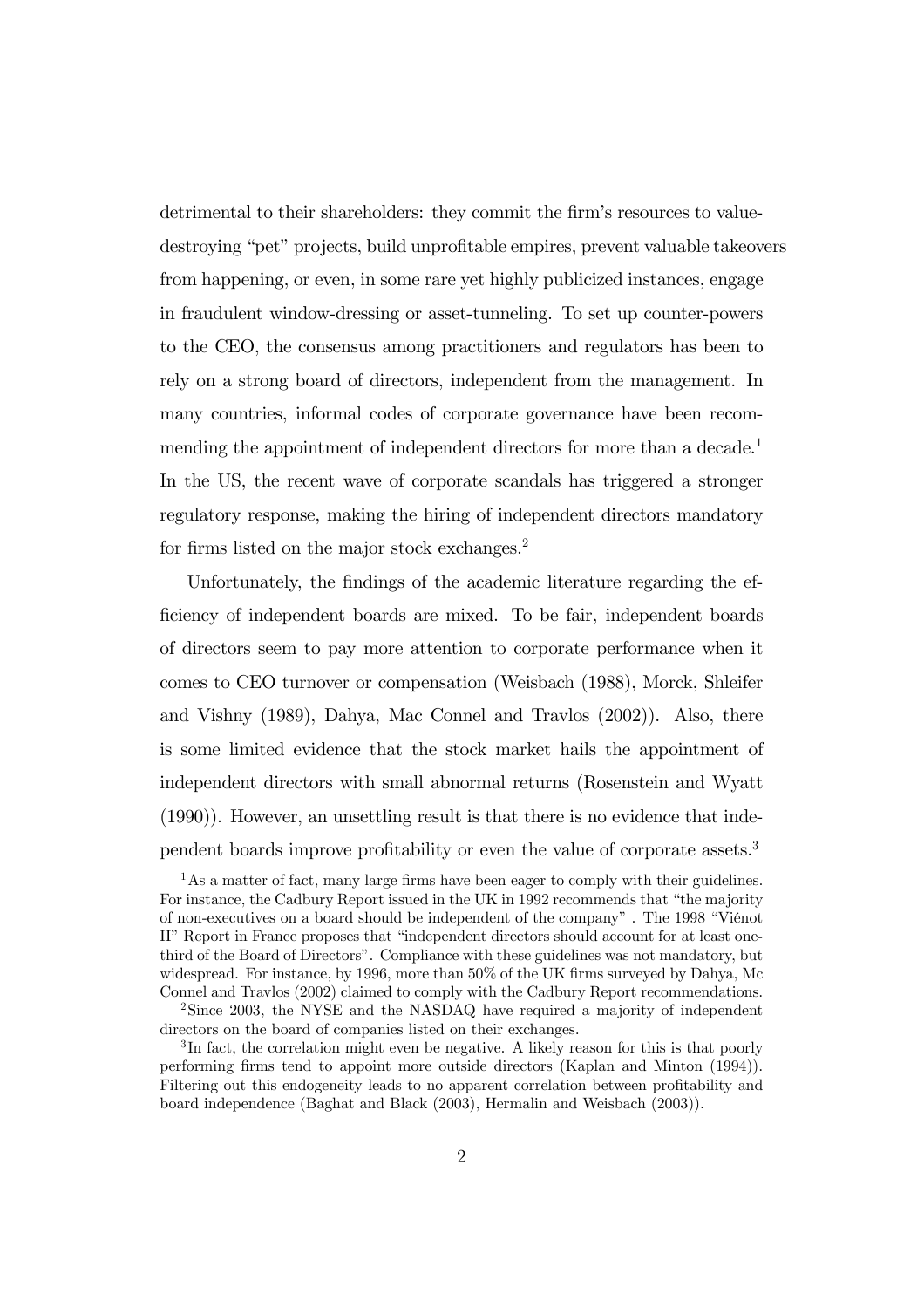detrimental to their shareholders: they commit the firm's resources to value-destroying "pet" projects, build unprofitable empires, prevent valuable takeovers from happening, or even, in some rare yet highly publicized instances, engage in fraudulent window-dressing or asset-tunneling. To set up counter-powers to the CEO, the consensus among practitioners and regulators has been to rely on a strong board of directors, independent from the management. In many countries, informal codes of corporate governance have been recommending the appointment of independent directors for more than a decade.[1] In the US, the recent wave of corporate scandals has triggered a stronger regulatory response, making the hiring of independent directors mandatory for firms listed on the major stock exchanges.[2]

Unfortunately, the findings of the academic literature regarding the efficiency of independent boards are mixed. To be fair, independent boards of directors seem to pay more attention to corporate performance when it comes to CEO turnover or compensation (Weisbach (1988), Morck, Shleifer and Vishny (1989), Dahya, Mac Connel and Travlos (2002)). Also, there is some limited evidence that the stock market hails the appointment of independent directors with small abnormal returns (Rosenstein and Wyatt (1990)). However, an unsettling result is that there is no evidence that independent boards improve profitability or even the value of corporate assets.[3]

[1] As a matter of fact, many large firms have been eager to comply with their guidelines. For instance, the Cadbury Report issued in the UK in 1992 recommends that "the majority of non-executives on a board should be independent of the company" . The 1998 "Viénot II" Report in France proposes that "independent directors should account for at least one-third of the Board of Directors". Compliance with these guidelines was not mandatory, but widespread. For instance, by 1996, more than 50% of the UK firms surveyed by Dahya, Mc Connel and Travlos (2002) claimed to comply with the Cadbury Report recommendations.

[2] Since 2003, the NYSE and the NASDAQ have required a majority of independent directors on the board of companies listed on their exchanges.

[3] In fact, the correlation might even be negative. A likely reason for this is that poorly performing firms tend to appoint more outside directors (Kaplan and Minton (1994)). Filtering out this endogeneity leads to no apparent correlation between profitability and board independence (Baghat and Black (2003), Hermalin and Weisbach (2003)).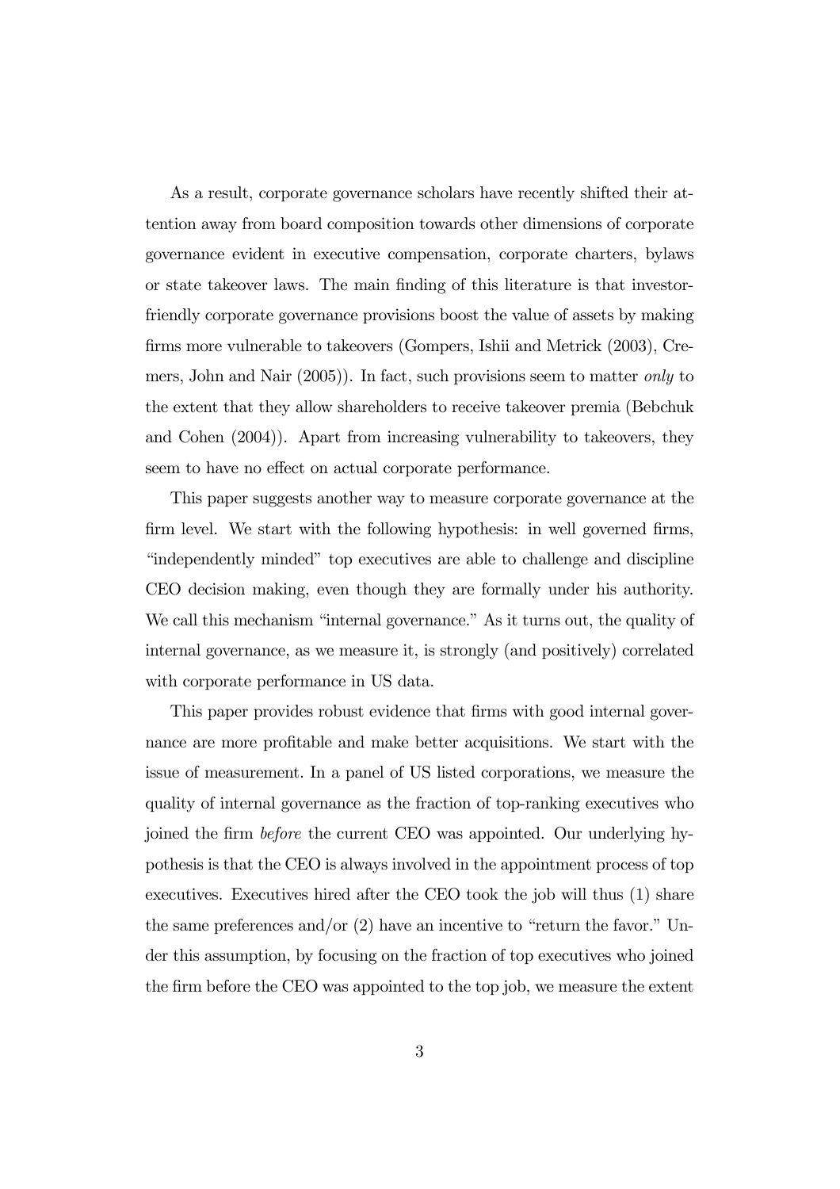As a result, corporate governance scholars have recently shifted their attention away from board composition towards other dimensions of corporate governance evident in executive compensation, corporate charters, bylaws or state takeover laws. The main finding of this literature is that investor-friendly corporate governance provisions boost the value of assets by making firms more vulnerable to takeovers (Gompers, Ishii and Metrick (2003), Cremers, John and Nair (2005)). In fact, such provisions seem to matter *only* to the extent that they allow shareholders to receive takeover premia (Bebchuk and Cohen (2004)). Apart from increasing vulnerability to takeovers, they seem to have no effect on actual corporate performance.

This paper suggests another way to measure corporate governance at the firm level. We start with the following hypothesis: in well governed firms, "independently minded" top executives are able to challenge and discipline CEO decision making, even though they are formally under his authority. We call this mechanism "internal governance." As it turns out, the quality of internal governance, as we measure it, is strongly (and positively) correlated with corporate performance in US data.

This paper provides robust evidence that firms with good internal governance are more profitable and make better acquisitions. We start with the issue of measurement. In a panel of US listed corporations, we measure the quality of internal governance as the fraction of top-ranking executives who joined the firm *before* the current CEO was appointed. Our underlying hypothesis is that the CEO is always involved in the appointment process of top executives. Executives hired after the CEO took the job will thus (1) share the same preferences and/or (2) have an incentive to "return the favor." Under this assumption, by focusing on the fraction of top executives who joined the firm before the CEO was appointed to the top job, we measure the extent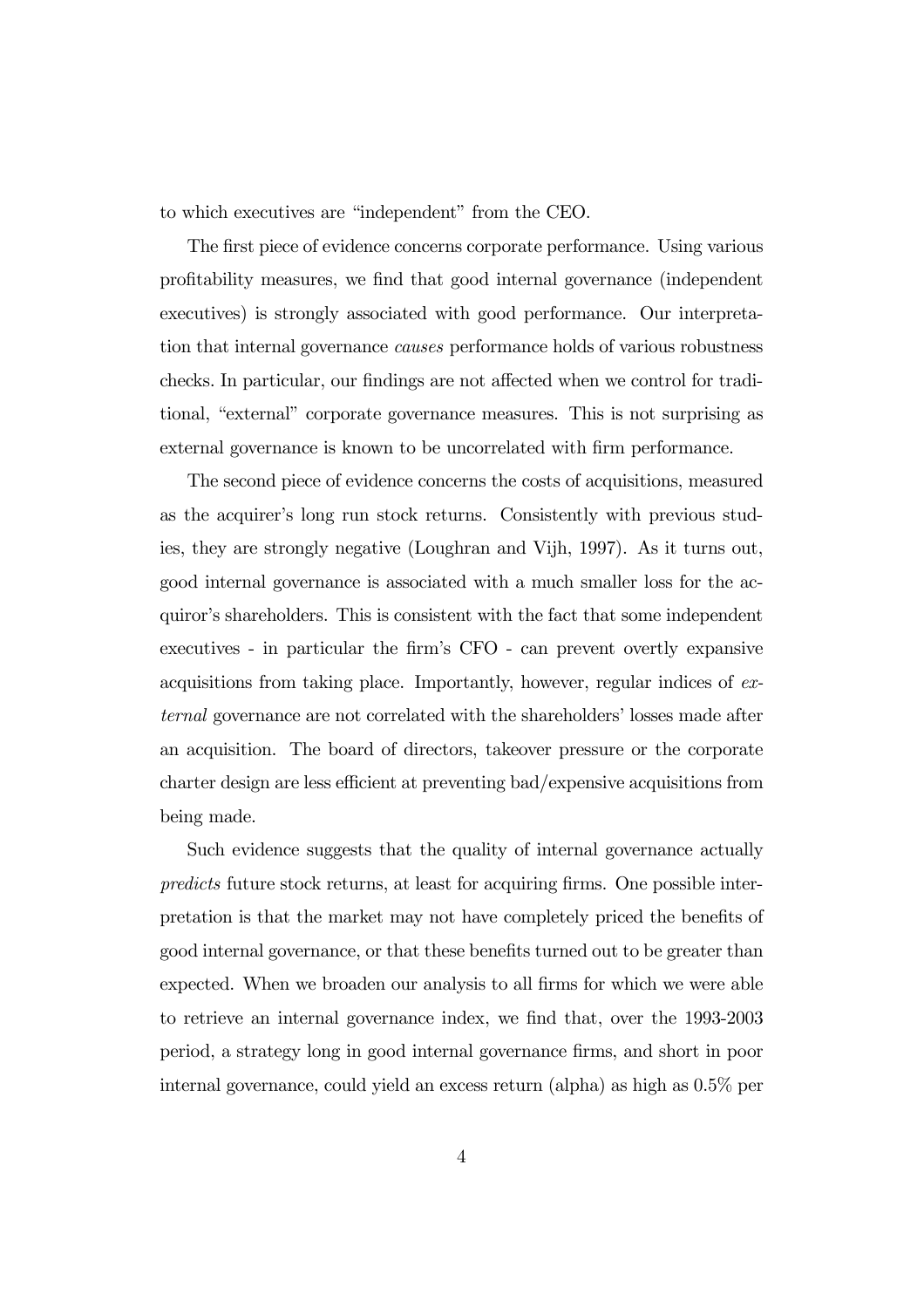to which executives are "independent" from the CEO.

The first piece of evidence concerns corporate performance. Using various profitability measures, we find that good internal governance (independent executives) is strongly associated with good performance. Our interpretation that internal governance *causes* performance holds of various robustness checks. In particular, our findings are not affected when we control for traditional, "external" corporate governance measures. This is not surprising as external governance is known to be uncorrelated with firm performance.

The second piece of evidence concerns the costs of acquisitions, measured as the acquirer's long run stock returns. Consistently with previous studies, they are strongly negative (Loughran and Vijh, 1997). As it turns out, good internal governance is associated with a much smaller loss for the acquiror's shareholders. This is consistent with the fact that some independent executives - in particular the firm's CFO - can prevent overtly expansive acquisitions from taking place. Importantly, however, regular indices of *external* governance are not correlated with the shareholders' losses made after an acquisition. The board of directors, takeover pressure or the corporate charter design are less efficient at preventing bad/expensive acquisitions from being made.

Such evidence suggests that the quality of internal governance actually *predicts* future stock returns, at least for acquiring firms. One possible interpretation is that the market may not have completely priced the benefits of good internal governance, or that these benefits turned out to be greater than expected. When we broaden our analysis to all firms for which we were able to retrieve an internal governance index, we find that, over the 1993-2003 period, a strategy long in good internal governance firms, and short in poor internal governance, could yield an excess return (alpha) as high as 0.5% per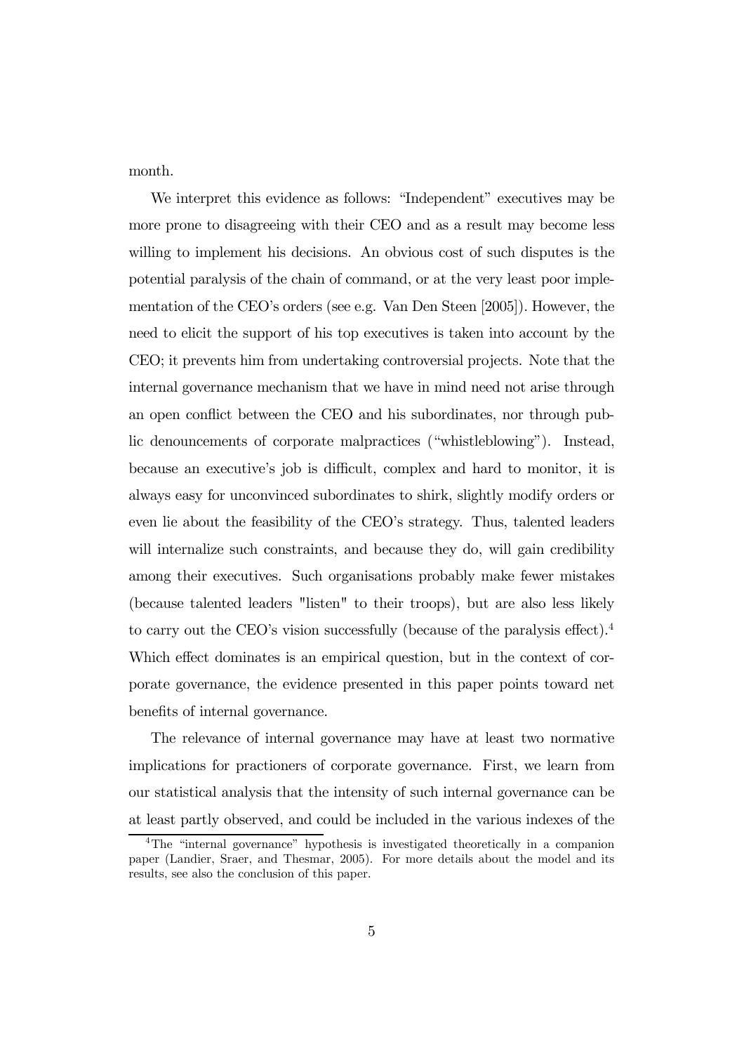month.

We interpret this evidence as follows: "Independent" executives may be more prone to disagreeing with their CEO and as a result may become less willing to implement his decisions. An obvious cost of such disputes is the potential paralysis of the chain of command, or at the very least poor implementation of the CEO's orders (see e.g. Van Den Steen [2005]). However, the need to elicit the support of his top executives is taken into account by the CEO; it prevents him from undertaking controversial projects. Note that the internal governance mechanism that we have in mind need not arise through an open conflict between the CEO and his subordinates, nor through public denouncements of corporate malpractices ("whistleblowing"). Instead, because an executive's job is difficult, complex and hard to monitor, it is always easy for unconvinced subordinates to shirk, slightly modify orders or even lie about the feasibility of the CEO's strategy. Thus, talented leaders will internalize such constraints, and because they do, will gain credibility among their executives. Such organisations probably make fewer mistakes (because talented leaders "listen" to their troops), but are also less likely to carry out the CEO's vision successfully (because of the paralysis effect).[4] Which effect dominates is an empirical question, but in the context of corporate governance, the evidence presented in this paper points toward net benefits of internal governance.

The relevance of internal governance may have at least two normative implications for practioners of corporate governance. First, we learn from our statistical analysis that the intensity of such internal governance can be at least partly observed, and could be included in the various indexes of the

[4] The "internal governance" hypothesis is investigated theoretically in a companion paper (Landier, Sraer, and Thesmar, 2005). For more details about the model and its results, see also the conclusion of this paper.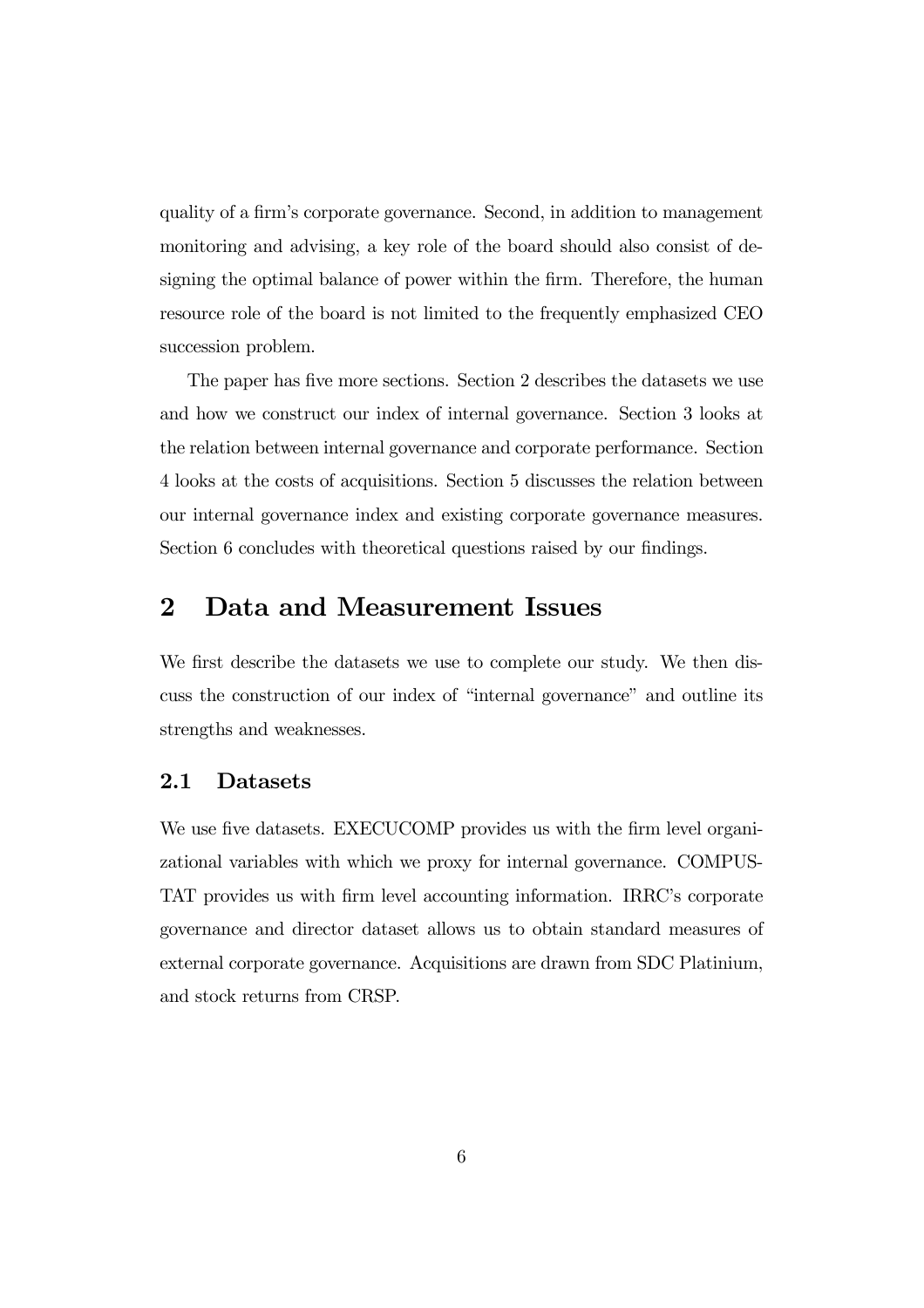quality of a firm's corporate governance. Second, in addition to management monitoring and advising, a key role of the board should also consist of designing the optimal balance of power within the firm. Therefore, the human resource role of the board is not limited to the frequently emphasized CEO succession problem.

The paper has five more sections. Section 2 describes the datasets we use and how we construct our index of internal governance. Section 3 looks at the relation between internal governance and corporate performance. Section 4 looks at the costs of acquisitions. Section 5 discusses the relation between our internal governance index and existing corporate governance measures. Section 6 concludes with theoretical questions raised by our findings.

## 2 Data and Measurement Issues

We first describe the datasets we use to complete our study. We then discuss the construction of our index of "internal governance" and outline its strengths and weaknesses.

### 2.1 Datasets

We use five datasets. EXECUCOMP provides us with the firm level organizational variables with which we proxy for internal governance. COMPUSTAT provides us with firm level accounting information. IRRC's corporate governance and director dataset allows us to obtain standard measures of external corporate governance. Acquisitions are drawn from SDC Platinium, and stock returns from CRSP.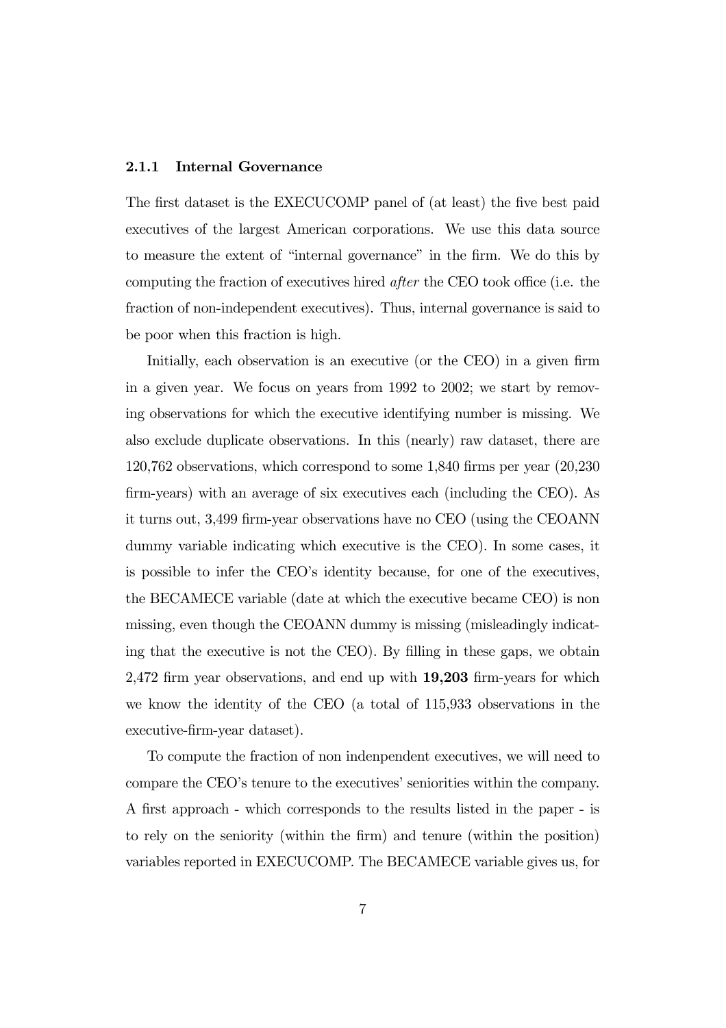#### 2.1.1 Internal Governance

The first dataset is the EXECUCOMP panel of (at least) the five best paid executives of the largest American corporations. We use this data source to measure the extent of "internal governance" in the firm. We do this by computing the fraction of executives hired *after* the CEO took office (i.e. the fraction of non-independent executives). Thus, internal governance is said to be poor when this fraction is high.

Initially, each observation is an executive (or the CEO) in a given firm in a given year. We focus on years from 1992 to 2002; we start by removing observations for which the executive identifying number is missing. We also exclude duplicate observations. In this (nearly) raw dataset, there are 120,762 observations, which correspond to some 1,840 firms per year (20,230 firm-years) with an average of six executives each (including the CEO). As it turns out, 3,499 firm-year observations have no CEO (using the CEOANN dummy variable indicating which executive is the CEO). In some cases, it is possible to infer the CEO's identity because, for one of the executives, the BECAMECE variable (date at which the executive became CEO) is non missing, even though the CEOANN dummy is missing (misleadingly indicating that the executive is not the CEO). By filling in these gaps, we obtain 2,472 firm year observations, and end up with **19,203** firm-years for which we know the identity of the CEO (a total of 115,933 observations in the executive-firm-year dataset).

To compute the fraction of non indenpendent executives, we will need to compare the CEO's tenure to the executives' seniorities within the company. A first approach - which corresponds to the results listed in the paper - is to rely on the seniority (within the firm) and tenure (within the position) variables reported in EXECUCOMP. The BECAMECE variable gives us, for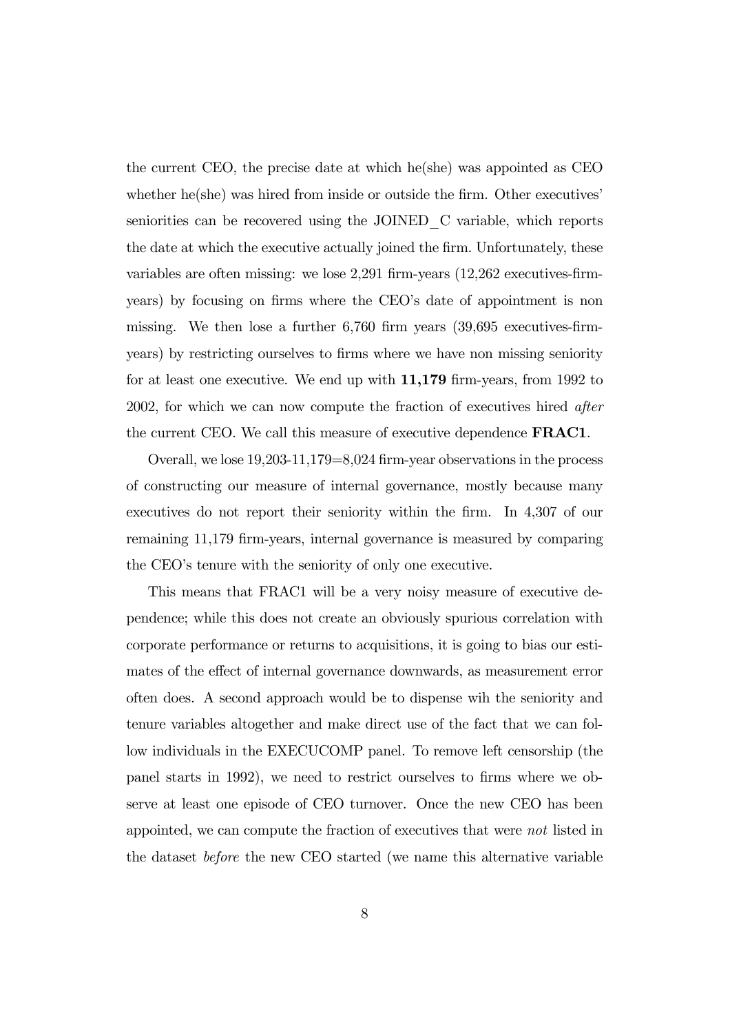the current CEO, the precise date at which he(she) was appointed as CEO whether he(she) was hired from inside or outside the firm. Other executives' seniorities can be recovered using the JOINED_C variable, which reports the date at which the executive actually joined the firm. Unfortunately, these variables are often missing: we lose 2,291 firm-years (12,262 executives-firm-years) by focusing on firms where the CEO's date of appointment is non missing. We then lose a further 6,760 firm years (39,695 executives-firm-years) by restricting ourselves to firms where we have non missing seniority for at least one executive. We end up with **11,179** firm-years, from 1992 to 2002, for which we can now compute the fraction of executives hired *after* the current CEO. We call this measure of executive dependence **FRAC1**.

Overall, we lose 19,203-11,179=8,024 firm-year observations in the process of constructing our measure of internal governance, mostly because many executives do not report their seniority within the firm. In 4,307 of our remaining 11,179 firm-years, internal governance is measured by comparing the CEO's tenure with the seniority of only one executive.

This means that FRAC1 will be a very noisy measure of executive dependence; while this does not create an obviously spurious correlation with corporate performance or returns to acquisitions, it is going to bias our estimates of the effect of internal governance downwards, as measurement error often does. A second approach would be to dispense wih the seniority and tenure variables altogether and make direct use of the fact that we can follow individuals in the EXECUCOMP panel. To remove left censorship (the panel starts in 1992), we need to restrict ourselves to firms where we observe at least one episode of CEO turnover. Once the new CEO has been appointed, we can compute the fraction of executives that were *not* listed in the dataset *before* the new CEO started (we name this alternative variable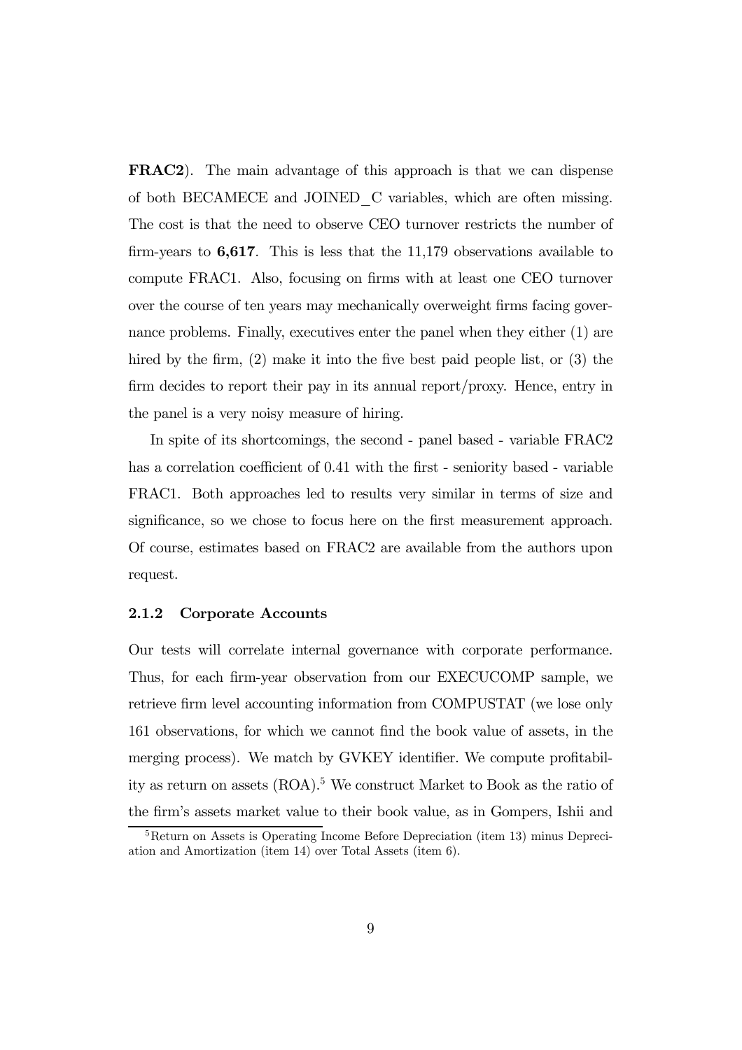**FRAC2**). The main advantage of this approach is that we can dispense of both BECAMECE and JOINED_C variables, which are often missing. The cost is that the need to observe CEO turnover restricts the number of firm-years to **6,617**. This is less that the 11,179 observations available to compute FRAC1. Also, focusing on firms with at least one CEO turnover over the course of ten years may mechanically overweight firms facing governance problems. Finally, executives enter the panel when they either (1) are hired by the firm, (2) make it into the five best paid people list, or (3) the firm decides to report their pay in its annual report/proxy. Hence, entry in the panel is a very noisy measure of hiring.

In spite of its shortcomings, the second - panel based - variable FRAC2 has a correlation coefficient of 0.41 with the first - seniority based - variable FRAC1. Both approaches led to results very similar in terms of size and significance, so we chose to focus here on the first measurement approach. Of course, estimates based on FRAC2 are available from the authors upon request.

### 2.1.2 Corporate Accounts

Our tests will correlate internal governance with corporate performance. Thus, for each firm-year observation from our EXECUCOMP sample, we retrieve firm level accounting information from COMPUSTAT (we lose only 161 observations, for which we cannot find the book value of assets, in the merging process). We match by GVKEY identifier. We compute profitability as return on assets (ROA).[5] We construct Market to Book as the ratio of the firm's assets market value to their book value, as in Gompers, Ishii and

[5] Return on Assets is Operating Income Before Depreciation (item 13) minus Depreciation and Amortization (item 14) over Total Assets (item 6).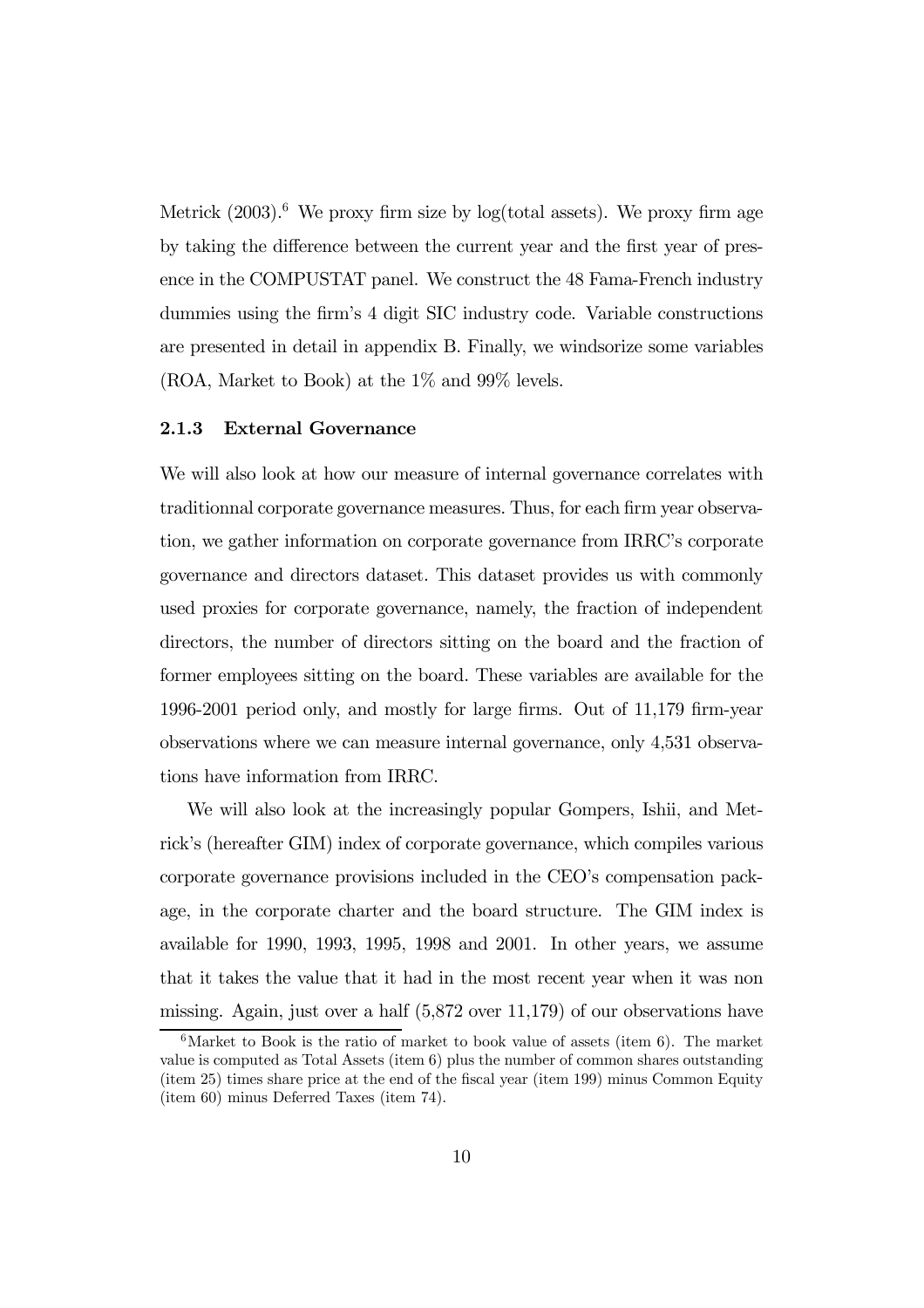Metrick (2003).[6] We proxy firm size by log(total assets). We proxy firm age by taking the difference between the current year and the first year of presence in the COMPUSTAT panel. We construct the 48 Fama-French industry dummies using the firm's 4 digit SIC industry code. Variable constructions are presented in detail in appendix B. Finally, we windsorize some variables (ROA, Market to Book) at the 1% and 99% levels.

### 2.1.3 External Governance

We will also look at how our measure of internal governance correlates with traditionnal corporate governance measures. Thus, for each firm year observation, we gather information on corporate governance from IRRC's corporate governance and directors dataset. This dataset provides us with commonly used proxies for corporate governance, namely, the fraction of independent directors, the number of directors sitting on the board and the fraction of former employees sitting on the board. These variables are available for the 1996-2001 period only, and mostly for large firms. Out of 11,179 firm-year observations where we can measure internal governance, only 4,531 observations have information from IRRC.

We will also look at the increasingly popular Gompers, Ishii, and Metrick's (hereafter GIM) index of corporate governance, which compiles various corporate governance provisions included in the CEO's compensation package, in the corporate charter and the board structure. The GIM index is available for 1990, 1993, 1995, 1998 and 2001. In other years, we assume that it takes the value that it had in the most recent year when it was non missing. Again, just over a half (5,872 over 11,179) of our observations have

[6] Market to Book is the ratio of market to book value of assets (item 6). The market value is computed as Total Assets (item 6) plus the number of common shares outstanding (item 25) times share price at the end of the fiscal year (item 199) minus Common Equity (item 60) minus Deferred Taxes (item 74).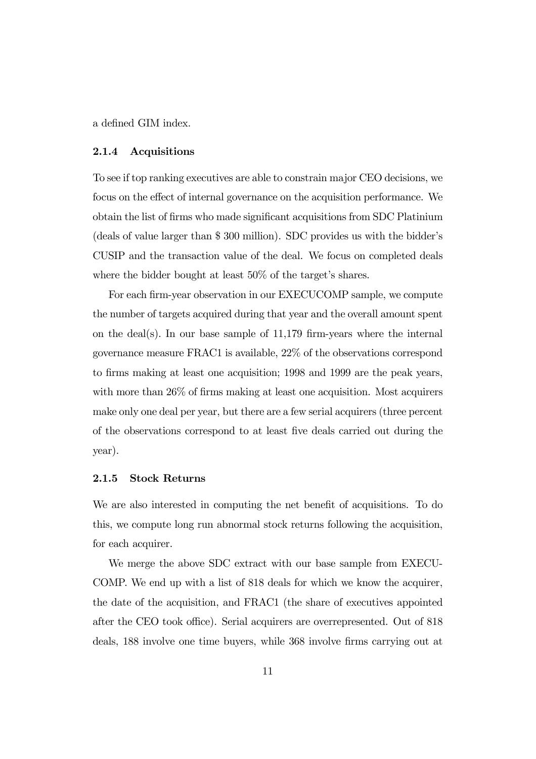a defined GIM index.

### 2.1.4 Acquisitions

To see if top ranking executives are able to constrain major CEO decisions, we focus on the effect of internal governance on the acquisition performance. We obtain the list of firms who made significant acquisitions from SDC Platinium (deals of value larger than $ 300 million). SDC provides us with the bidder's CUSIP and the transaction value of the deal. We focus on completed deals where the bidder bought at least 50% of the target's shares.

For each firm-year observation in our EXECUCOMP sample, we compute the number of targets acquired during that year and the overall amount spent on the deal(s). In our base sample of 11,179 firm-years where the internal governance measure FRAC1 is available, 22% of the observations correspond to firms making at least one acquisition; 1998 and 1999 are the peak years, with more than 26% of firms making at least one acquisition. Most acquirers make only one deal per year, but there are a few serial acquirers (three percent of the observations correspond to at least five deals carried out during the year).

### 2.1.5 Stock Returns

We are also interested in computing the net benefit of acquisitions. To do this, we compute long run abnormal stock returns following the acquisition, for each acquirer.

We merge the above SDC extract with our base sample from EXECUCOMP. We end up with a list of 818 deals for which we know the acquirer, the date of the acquisition, and FRAC1 (the share of executives appointed after the CEO took office). Serial acquirers are overrepresented. Out of 818 deals, 188 involve one time buyers, while 368 involve firms carrying out at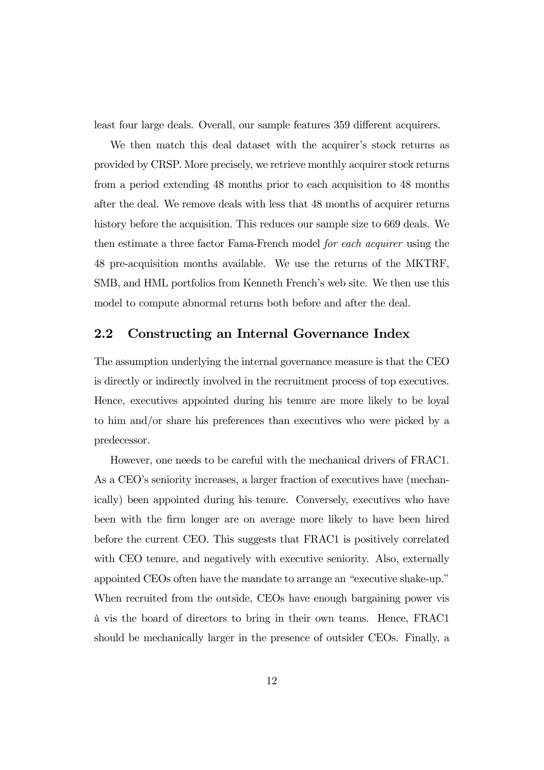least four large deals. Overall, our sample features 359 different acquirers.

We then match this deal dataset with the acquirer's stock returns as provided by CRSP. More precisely, we retrieve monthly acquirer stock returns from a period extending 48 months prior to each acquisition to 48 months after the deal. We remove deals with less that 48 months of acquirer returns history before the acquisition. This reduces our sample size to 669 deals. We then estimate a three factor Fama-French model *for each acquirer* using the 48 pre-acquisition months available. We use the returns of the MKTRF, SMB, and HML portfolios from Kenneth French's web site. We then use this model to compute abnormal returns both before and after the deal.

## 2.2 Constructing an Internal Governance Index

The assumption underlying the internal governance measure is that the CEO is directly or indirectly involved in the recruitment process of top executives. Hence, executives appointed during his tenure are more likely to be loyal to him and/or share his preferences than executives who were picked by a predecessor.

However, one needs to be careful with the mechanical drivers of FRAC1. As a CEO's seniority increases, a larger fraction of executives have (mechanically) been appointed during his tenure. Conversely, executives who have been with the firm longer are on average more likely to have been hired before the current CEO. This suggests that FRAC1 is positively correlated with CEO tenure, and negatively with executive seniority. Also, externally appointed CEOs often have the mandate to arrange an "executive shake-up." When recruited from the outside, CEOs have enough bargaining power vis à vis the board of directors to bring in their own teams. Hence, FRAC1 should be mechanically larger in the presence of outsider CEOs. Finally, a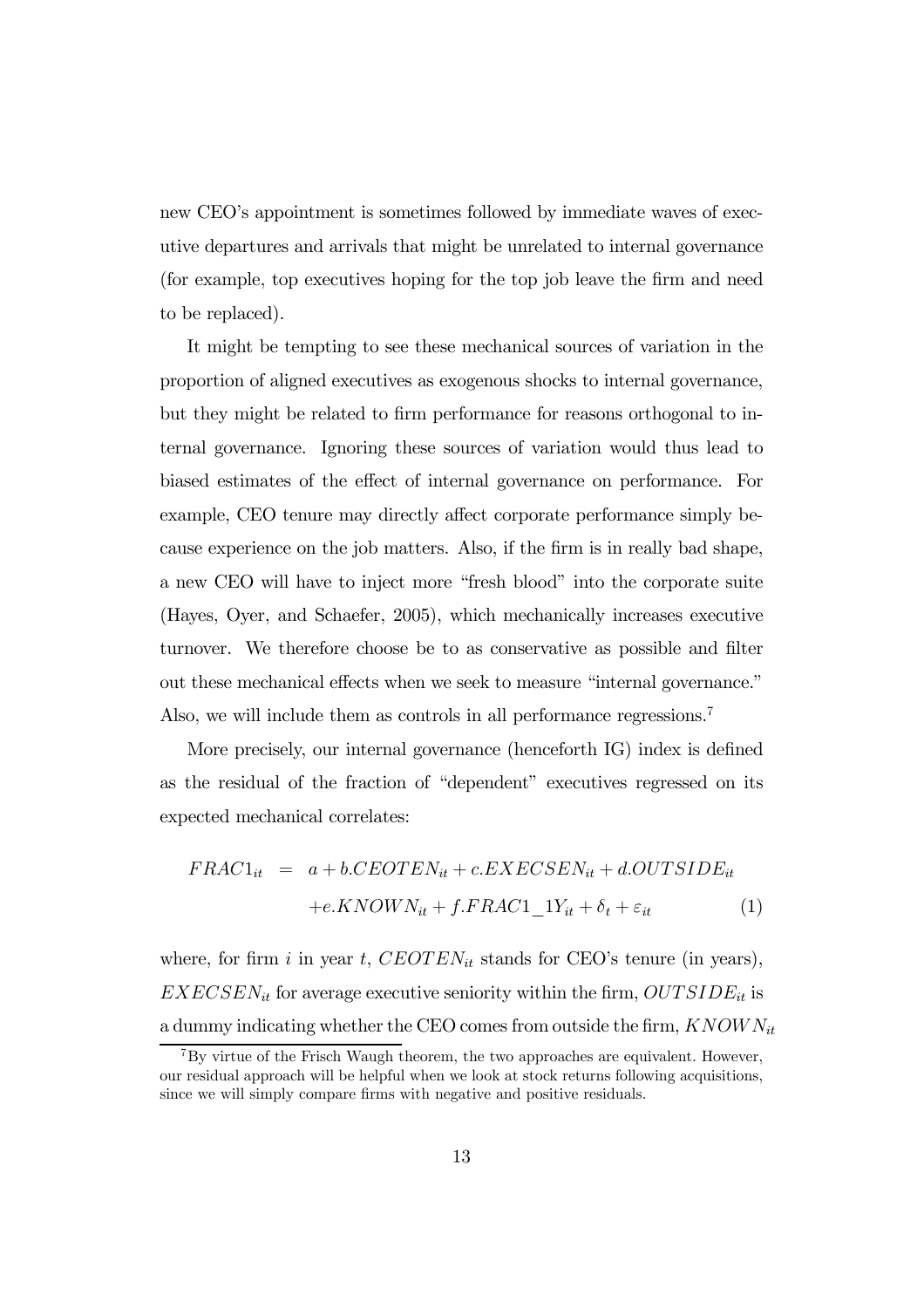new CEO's appointment is sometimes followed by immediate waves of executive departures and arrivals that might be unrelated to internal governance (for example, top executives hoping for the top job leave the firm and need to be replaced).

It might be tempting to see these mechanical sources of variation in the proportion of aligned executives as exogenous shocks to internal governance, but they might be related to firm performance for reasons orthogonal to internal governance. Ignoring these sources of variation would thus lead to biased estimates of the effect of internal governance on performance. For example, CEO tenure may directly affect corporate performance simply because experience on the job matters. Also, if the firm is in really bad shape, a new CEO will have to inject more "fresh blood" into the corporate suite (Hayes, Oyer, and Schaefer, 2005), which mechanically increases executive turnover. We therefore choose be to as conservative as possible and filter out these mechanical effects when we seek to measure "internal governance." Also, we will include them as controls in all performance regressions.[7]

More precisely, our internal governance (henceforth IG) index is defined as the residual of the fraction of "dependent" executives regressed on its expected mechanical correlates:

$$
\begin{aligned}
FRAC1_{it} &= a + b.CEOTEN_{it} + c.EXECSEN_{it} + d.OUTSIDE_{it} \\
&\quad + e.KNOWN_{it} + f.FRAC1\_1Y_{it} + \delta_t + \varepsilon_{it} \qquad (1)
\end{aligned}
$$

where, for firm $i$ in year $t$, $CEOTEN_{it}$ stands for CEO's tenure (in years), $EXECSEN_{it}$ for average executive seniority within the firm, $OUTSIDE_{it}$ is a dummy indicating whether the CEO comes from outside the firm, $KNOWN_{it}$

[7] By virtue of the Frisch Waugh theorem, the two approaches are equivalent. However, our residual approach will be helpful when we look at stock returns following acquisitions, since we will simply compare firms with negative and positive residuals.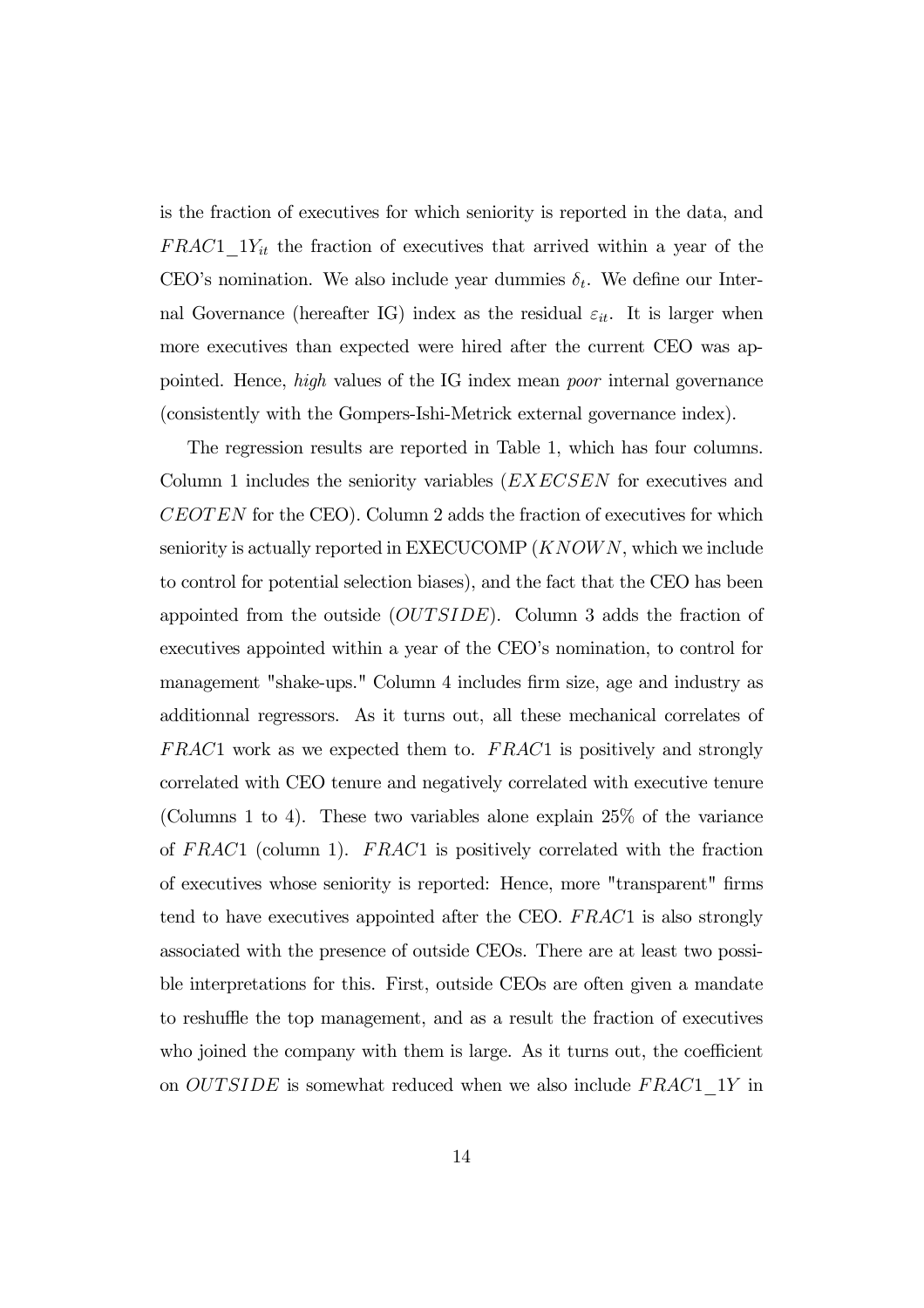is the fraction of executives for which seniority is reported in the data, and $FRAC1\_1Y_{it}$ the fraction of executives that arrived within a year of the CEO's nomination. We also include year dummies $\delta_t$. We define our Internal Governance (hereafter IG) index as the residual $\varepsilon_{it}$. It is larger when more executives than expected were hired after the current CEO was appointed. Hence, *high* values of the IG index mean *poor* internal governance (consistently with the Gompers-Ishi-Metrick external governance index).

The regression results are reported in Table 1, which has four columns. Column 1 includes the seniority variables ($EXECSEN$ for executives and $CEOTEN$ for the CEO). Column 2 adds the fraction of executives for which seniority is actually reported in EXECUCOMP ($KNOWN$, which we include to control for potential selection biases), and the fact that the CEO has been appointed from the outside ($OUTSIDE$). Column 3 adds the fraction of executives appointed within a year of the CEO's nomination, to control for management "shake-ups." Column 4 includes firm size, age and industry as additionnal regressors. As it turns out, all these mechanical correlates of $FRAC1$ work as we expected them to. $FRAC1$ is positively and strongly correlated with CEO tenure and negatively correlated with executive tenure (Columns 1 to 4). These two variables alone explain 25% of the variance of $FRAC1$ (column 1). $FRAC1$ is positively correlated with the fraction of executives whose seniority is reported: Hence, more "transparent" firms tend to have executives appointed after the CEO. $FRAC1$ is also strongly associated with the presence of outside CEOs. There are at least two possible interpretations for this. First, outside CEOs are often given a mandate to reshuffle the top management, and as a result the fraction of executives who joined the company with them is large. As it turns out, the coefficient on $OUTSIDE$ is somewhat reduced when we also include $FRAC1\_1Y$ in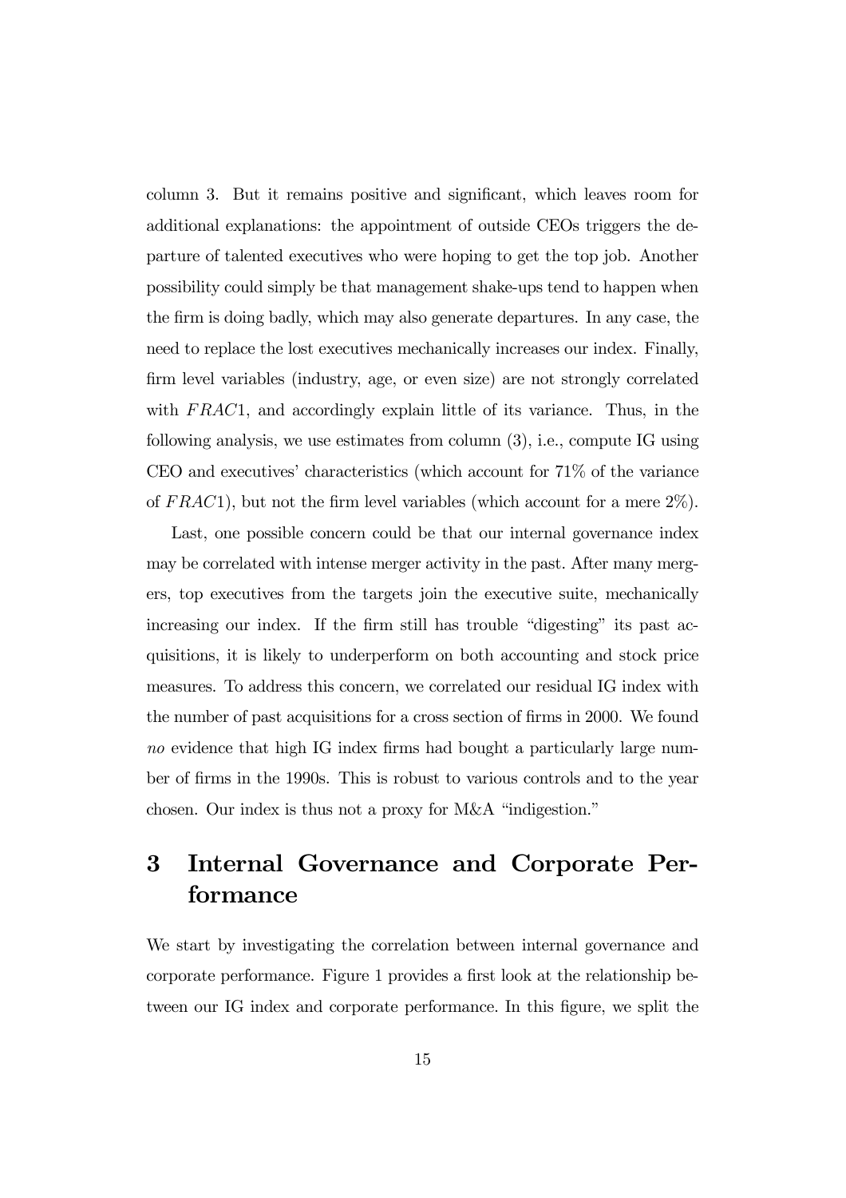column 3. But it remains positive and significant, which leaves room for additional explanations: the appointment of outside CEOs triggers the departure of talented executives who were hoping to get the top job. Another possibility could simply be that management shake-ups tend to happen when the firm is doing badly, which may also generate departures. In any case, the need to replace the lost executives mechanically increases our index. Finally, firm level variables (industry, age, or even size) are not strongly correlated with $FRAC1$, and accordingly explain little of its variance. Thus, in the following analysis, we use estimates from column (3), i.e., compute IG using CEO and executives' characteristics (which account for 71% of the variance of $FRAC1$), but not the firm level variables (which account for a mere 2%).

Last, one possible concern could be that our internal governance index may be correlated with intense merger activity in the past. After many mergers, top executives from the targets join the executive suite, mechanically increasing our index. If the firm still has trouble "digesting" its past acquisitions, it is likely to underperform on both accounting and stock price measures. To address this concern, we correlated our residual IG index with the number of past acquisitions for a cross section of firms in 2000. We found *no* evidence that high IG index firms had bought a particularly large number of firms in the 1990s. This is robust to various controls and to the year chosen. Our index is thus not a proxy for M&A "indigestion."

# 3 Internal Governance and Corporate Performance

We start by investigating the correlation between internal governance and corporate performance. Figure 1 provides a first look at the relationship between our IG index and corporate performance. In this figure, we split the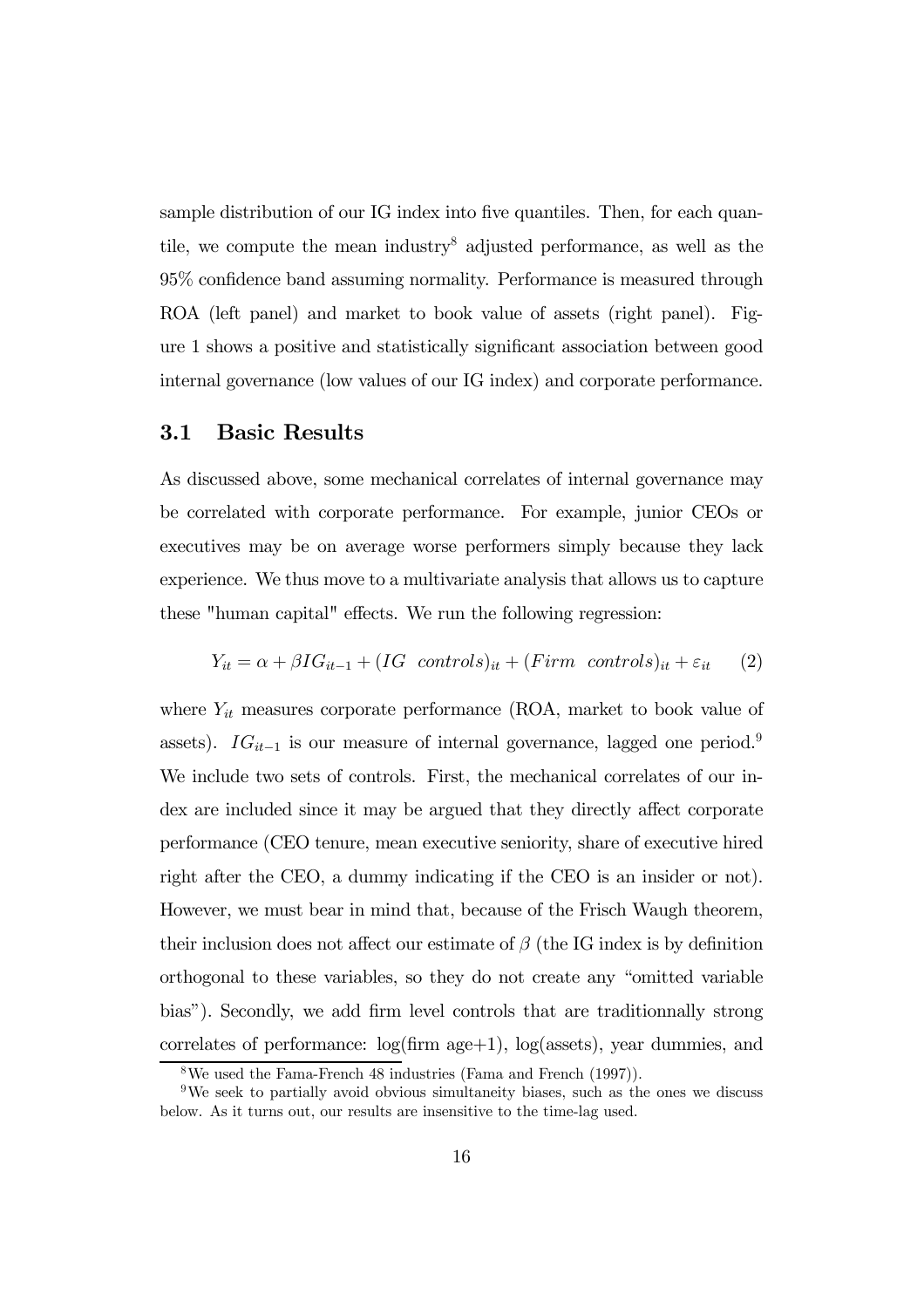sample distribution of our IG index into five quantiles. Then, for each quantile, we compute the mean industry[8] adjusted performance, as well as the 95% confidence band assuming normality. Performance is measured through ROA (left panel) and market to book value of assets (right panel). Figure 1 shows a positive and statistically significant association between good internal governance (low values of our IG index) and corporate performance.

## 3.1 Basic Results

As discussed above, some mechanical correlates of internal governance may be correlated with corporate performance. For example, junior CEOs or executives may be on average worse performers simply because they lack experience. We thus move to a multivariate analysis that allows us to capture these "human capital" effects. We run the following regression:

$$Y_{it} = \alpha + \beta IG_{it-1} + (IG \ \ controls)_{it} + (Firm \ \ controls)_{it} + \varepsilon_{it} \qquad (2)$$

where $Y_{it}$ measures corporate performance (ROA, market to book value of assets). $IG_{it-1}$ is our measure of internal governance, lagged one period.[9] We include two sets of controls. First, the mechanical correlates of our index are included since it may be argued that they directly affect corporate performance (CEO tenure, mean executive seniority, share of executive hired right after the CEO, a dummy indicating if the CEO is an insider or not). However, we must bear in mind that, because of the Frisch Waugh theorem, their inclusion does not affect our estimate of $\beta$ (the IG index is by definition orthogonal to these variables, so they do not create any "omitted variable bias"). Secondly, we add firm level controls that are traditionnally strong correlates of performance: log(firm age+1), log(assets), year dummies, and

[8] We used the Fama-French 48 industries (Fama and French (1997)).

[9] We seek to partially avoid obvious simultaneity biases, such as the ones we discuss below. As it turns out, our results are insensitive to the time-lag used.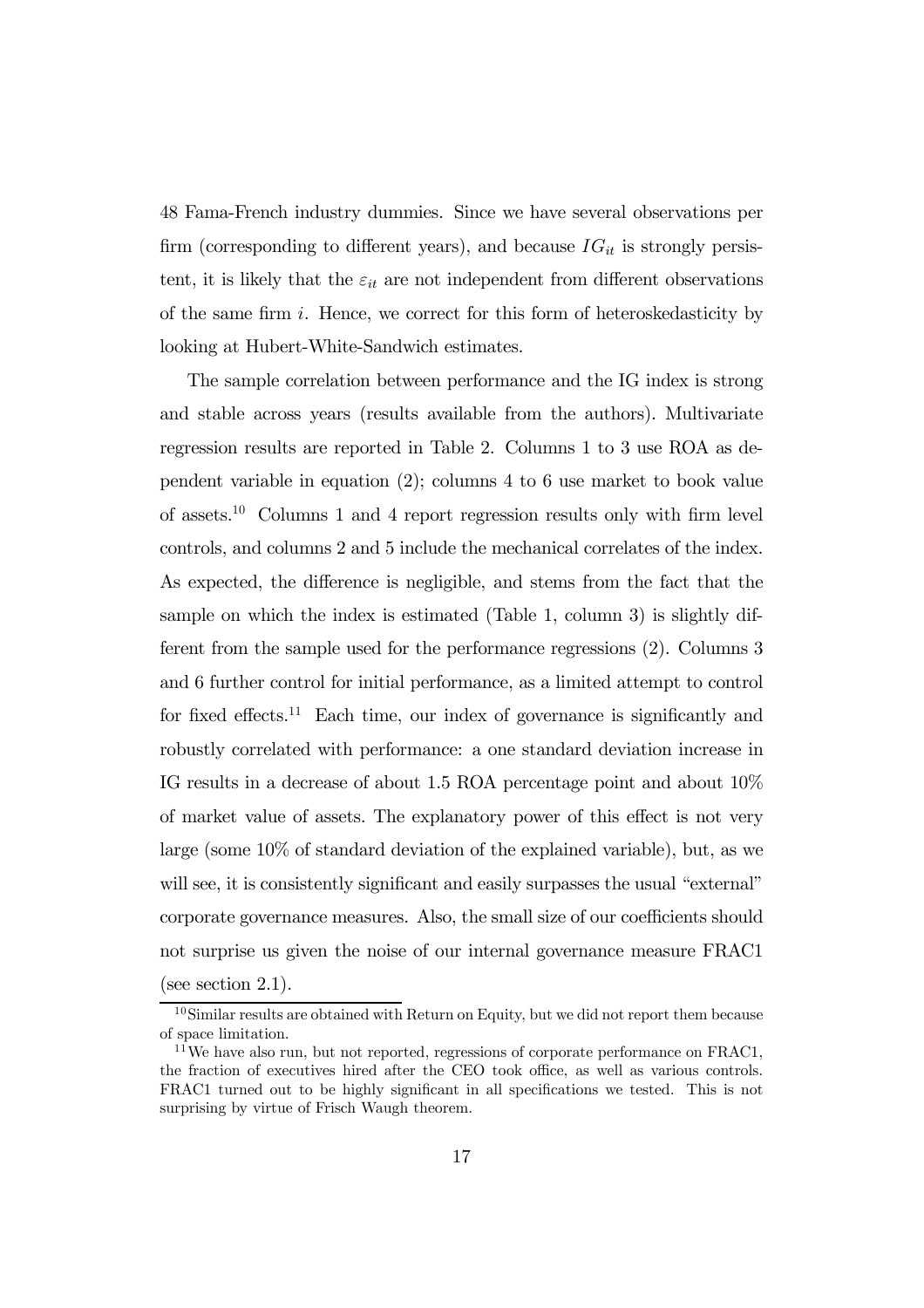48 Fama-French industry dummies. Since we have several observations per firm (corresponding to different years), and because $IG_{it}$ is strongly persistent, it is likely that the $\varepsilon_{it}$ are not independent from different observations of the same firm $i$. Hence, we correct for this form of heteroskedasticity by looking at Hubert-White-Sandwich estimates.

The sample correlation between performance and the IG index is strong and stable across years (results available from the authors). Multivariate regression results are reported in Table 2. Columns 1 to 3 use ROA as dependent variable in equation (2); columns 4 to 6 use market to book value of assets.[10] Columns 1 and 4 report regression results only with firm level controls, and columns 2 and 5 include the mechanical correlates of the index. As expected, the difference is negligible, and stems from the fact that the sample on which the index is estimated (Table 1, column 3) is slightly different from the sample used for the performance regressions (2). Columns 3 and 6 further control for initial performance, as a limited attempt to control for fixed effects.[11] Each time, our index of governance is significantly and robustly correlated with performance: a one standard deviation increase in IG results in a decrease of about 1.5 ROA percentage point and about 10% of market value of assets. The explanatory power of this effect is not very large (some 10% of standard deviation of the explained variable), but, as we will see, it is consistently significant and easily surpasses the usual "external" corporate governance measures. Also, the small size of our coefficients should not surprise us given the noise of our internal governance measure FRAC1 (see section 2.1).

[10] Similar results are obtained with Return on Equity, but we did not report them because of space limitation.

[11] We have also run, but not reported, regressions of corporate performance on FRAC1, the fraction of executives hired after the CEO took office, as well as various controls. FRAC1 turned out to be highly significant in all specifications we tested. This is not surprising by virtue of Frisch Waugh theorem.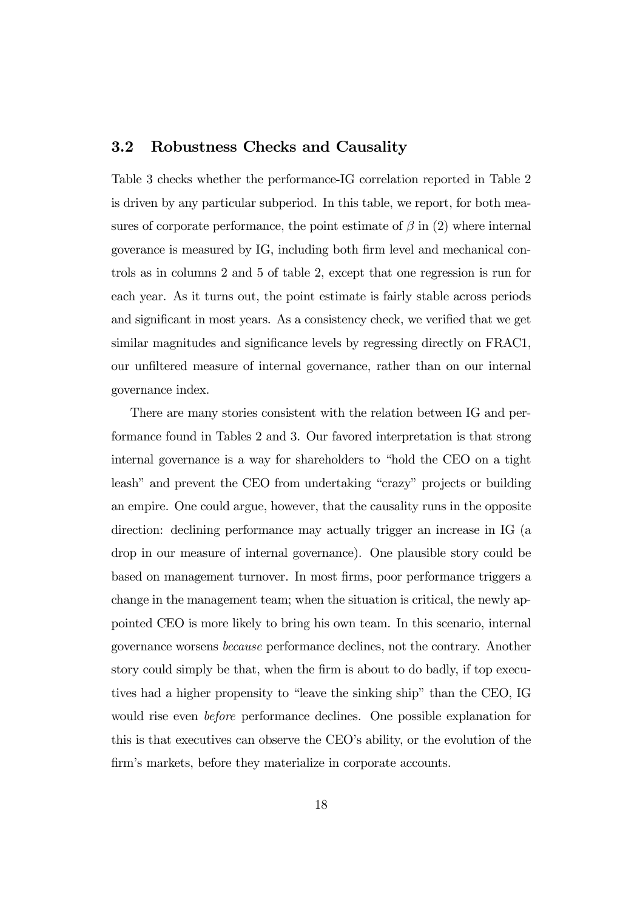## 3.2 Robustness Checks and Causality

Table 3 checks whether the performance-IG correlation reported in Table 2 is driven by any particular subperiod. In this table, we report, for both measures of corporate performance, the point estimate of $\beta$ in (2) where internal goverance is measured by IG, including both firm level and mechanical controls as in columns 2 and 5 of table 2, except that one regression is run for each year. As it turns out, the point estimate is fairly stable across periods and significant in most years. As a consistency check, we verified that we get similar magnitudes and significance levels by regressing directly on FRAC1, our unfiltered measure of internal governance, rather than on our internal governance index.

There are many stories consistent with the relation between IG and performance found in Tables 2 and 3. Our favored interpretation is that strong internal governance is a way for shareholders to "hold the CEO on a tight leash" and prevent the CEO from undertaking "crazy" projects or building an empire. One could argue, however, that the causality runs in the opposite direction: declining performance may actually trigger an increase in IG (a drop in our measure of internal governance). One plausible story could be based on management turnover. In most firms, poor performance triggers a change in the management team; when the situation is critical, the newly appointed CEO is more likely to bring his own team. In this scenario, internal governance worsens *because* performance declines, not the contrary. Another story could simply be that, when the firm is about to do badly, if top executives had a higher propensity to "leave the sinking ship" than the CEO, IG would rise even *before* performance declines. One possible explanation for this is that executives can observe the CEO's ability, or the evolution of the firm's markets, before they materialize in corporate accounts.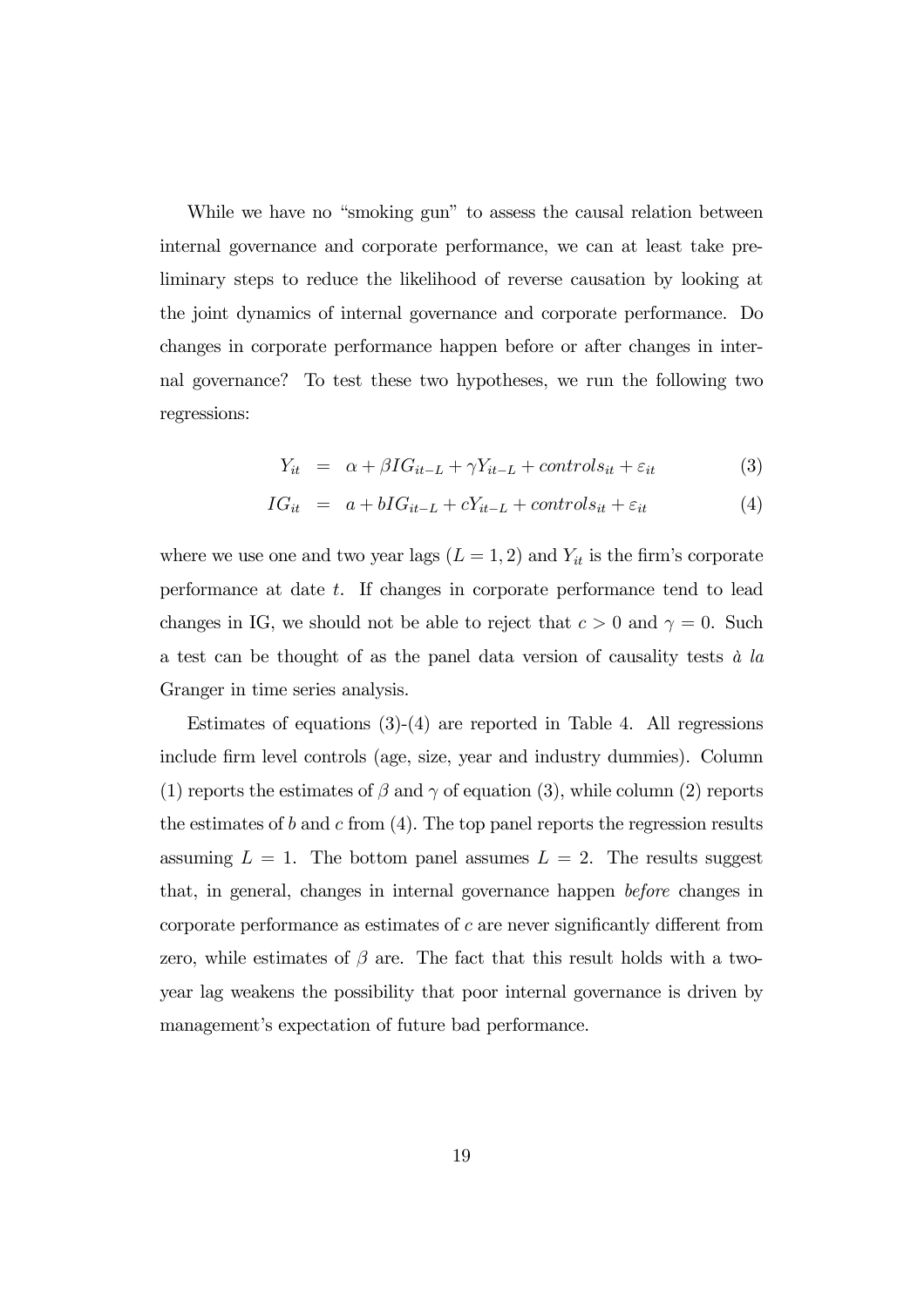While we have no "smoking gun" to assess the causal relation between internal governance and corporate performance, we can at least take preliminary steps to reduce the likelihood of reverse causation by looking at the joint dynamics of internal governance and corporate performance. Do changes in corporate performance happen before or after changes in internal governance? To test these two hypotheses, we run the following two regressions:

$$Y_{it} = \alpha + \beta IG_{it-L} + \gamma Y_{it-L} + controls_{it} + \varepsilon_{it} \tag{3}$$

$$IG_{it} = a + bIG_{it-L} + cY_{it-L} + controls_{it} + \varepsilon_{it} \tag{4}$$

where we use one and two year lags ($L = 1, 2$) and $Y_{it}$ is the firm's corporate performance at date $t$. If changes in corporate performance tend to lead changes in IG, we should not be able to reject that $c > 0$ and $\gamma = 0$. Such a test can be thought of as the panel data version of causality tests *à la* Granger in time series analysis.

Estimates of equations (3)-(4) are reported in Table 4. All regressions include firm level controls (age, size, year and industry dummies). Column (1) reports the estimates of $\beta$ and $\gamma$ of equation (3), while column (2) reports the estimates of $b$ and $c$ from (4). The top panel reports the regression results assuming $L = 1$. The bottom panel assumes $L = 2$. The results suggest that, in general, changes in internal governance happen *before* changes in corporate performance as estimates of $c$ are never significantly different from zero, while estimates of $\beta$ are. The fact that this result holds with a two-year lag weakens the possibility that poor internal governance is driven by management's expectation of future bad performance.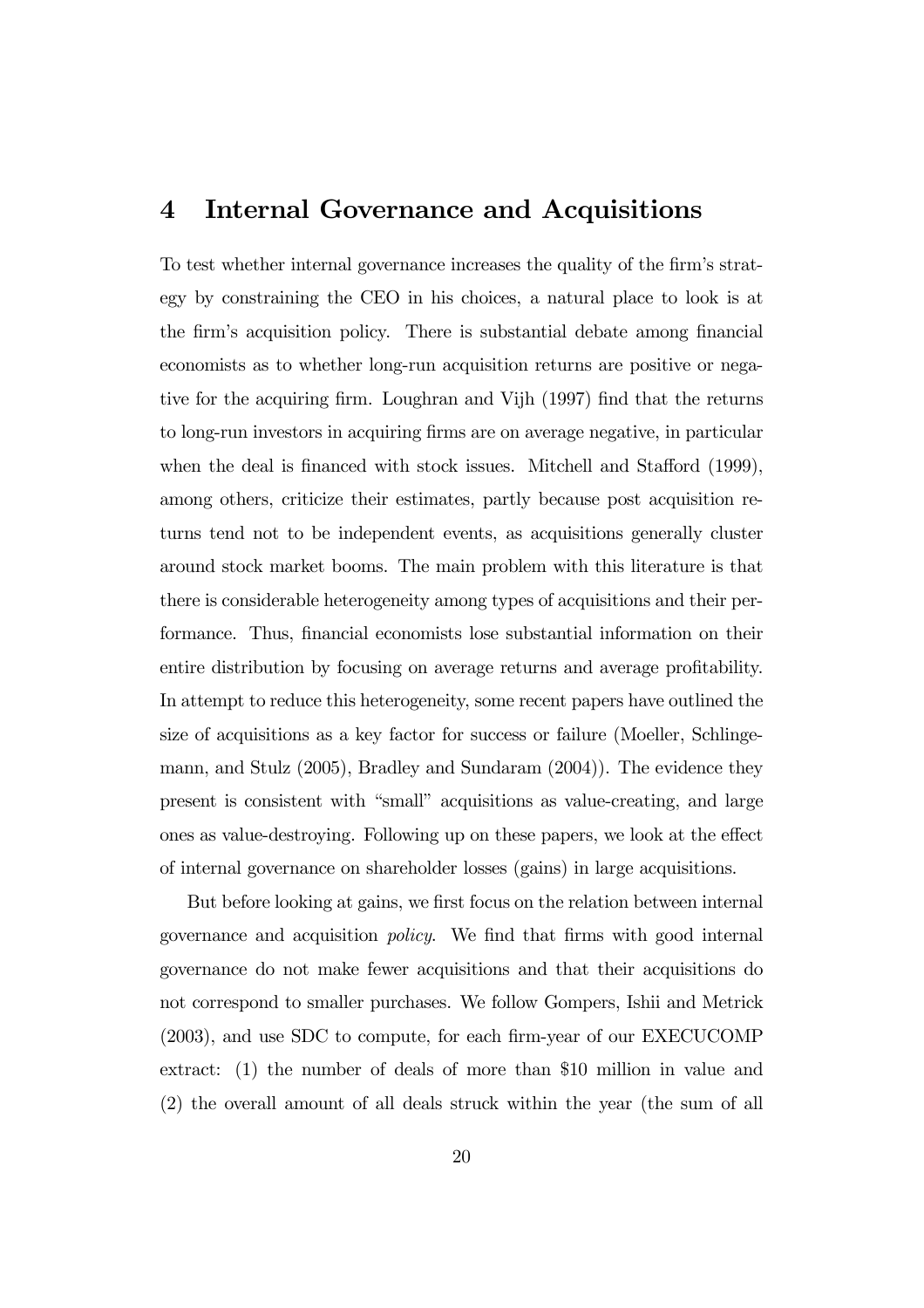# 4 Internal Governance and Acquisitions

To test whether internal governance increases the quality of the firm's strategy by constraining the CEO in his choices, a natural place to look is at the firm's acquisition policy. There is substantial debate among financial economists as to whether long-run acquisition returns are positive or negative for the acquiring firm. Loughran and Vijh (1997) find that the returns to long-run investors in acquiring firms are on average negative, in particular when the deal is financed with stock issues. Mitchell and Stafford (1999), among others, criticize their estimates, partly because post acquisition returns tend not to be independent events, as acquisitions generally cluster around stock market booms. The main problem with this literature is that there is considerable heterogeneity among types of acquisitions and their performance. Thus, financial economists lose substantial information on their entire distribution by focusing on average returns and average profitability. In attempt to reduce this heterogeneity, some recent papers have outlined the size of acquisitions as a key factor for success or failure (Moeller, Schlingemann, and Stulz (2005), Bradley and Sundaram (2004)). The evidence they present is consistent with "small" acquisitions as value-creating, and large ones as value-destroying. Following up on these papers, we look at the effect of internal governance on shareholder losses (gains) in large acquisitions.

But before looking at gains, we first focus on the relation between internal governance and acquisition *policy*. We find that firms with good internal governance do not make fewer acquisitions and that their acquisitions do not correspond to smaller purchases. We follow Gompers, Ishii and Metrick (2003), and use SDC to compute, for each firm-year of our EXECUCOMP extract: (1) the number of deals of more than $10 million in value and (2) the overall amount of all deals struck within the year (the sum of all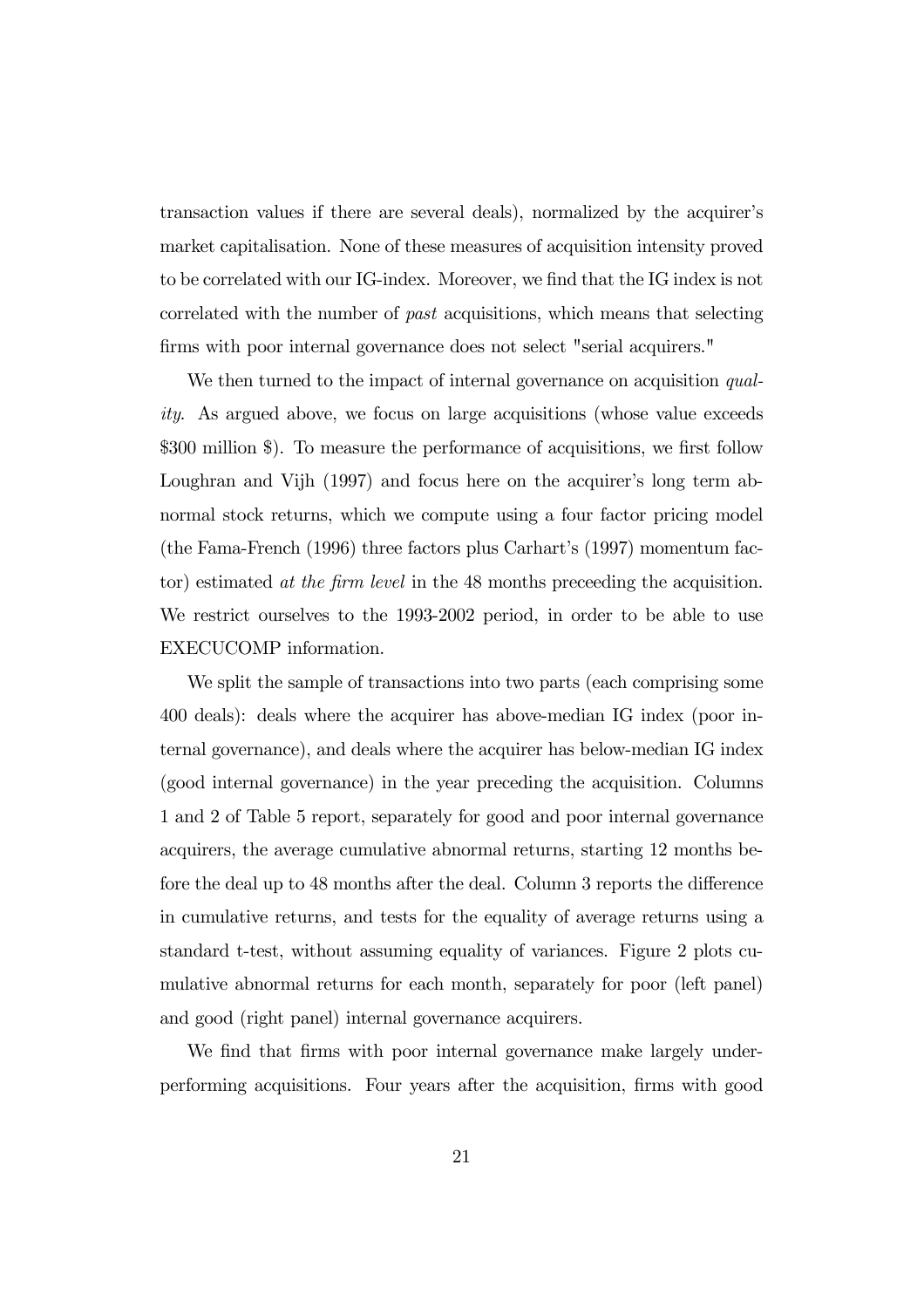transaction values if there are several deals), normalized by the acquirer's market capitalisation. None of these measures of acquisition intensity proved to be correlated with our IG-index. Moreover, we find that the IG index is not correlated with the number of *past* acquisitions, which means that selecting firms with poor internal governance does not select "serial acquirers."

We then turned to the impact of internal governance on acquisition *quality*. As argued above, we focus on large acquisitions (whose value exceeds \$300 million \$). To measure the performance of acquisitions, we first follow Loughran and Vijh (1997) and focus here on the acquirer's long term abnormal stock returns, which we compute using a four factor pricing model (the Fama-French (1996) three factors plus Carhart's (1997) momentum factor) estimated *at the firm level* in the 48 months preceeding the acquisition. We restrict ourselves to the 1993-2002 period, in order to be able to use EXECUCOMP information.

We split the sample of transactions into two parts (each comprising some 400 deals): deals where the acquirer has above-median IG index (poor internal governance), and deals where the acquirer has below-median IG index (good internal governance) in the year preceding the acquisition. Columns 1 and 2 of Table 5 report, separately for good and poor internal governance acquirers, the average cumulative abnormal returns, starting 12 months before the deal up to 48 months after the deal. Column 3 reports the difference in cumulative returns, and tests for the equality of average returns using a standard t-test, without assuming equality of variances. Figure 2 plots cumulative abnormal returns for each month, separately for poor (left panel) and good (right panel) internal governance acquirers.

We find that firms with poor internal governance make largely underperforming acquisitions. Four years after the acquisition, firms with good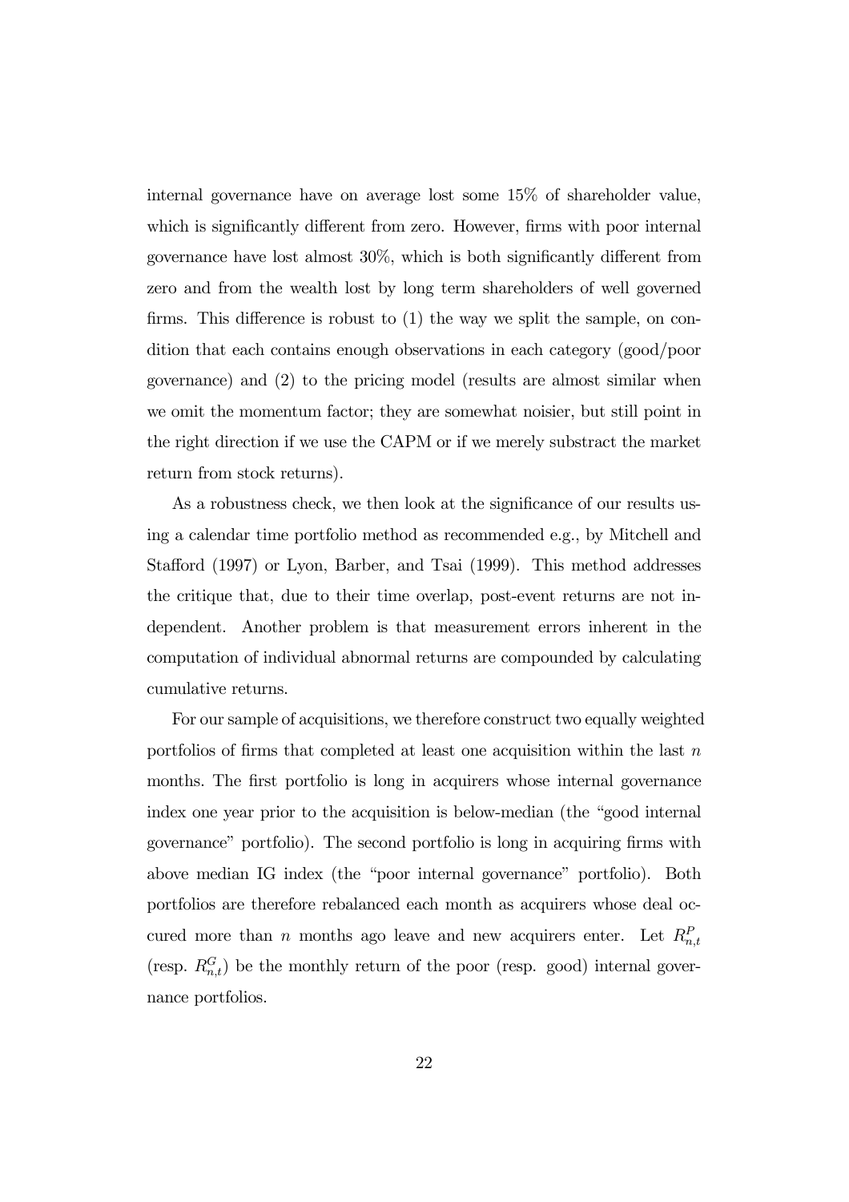internal governance have on average lost some 15% of shareholder value, which is significantly different from zero. However, firms with poor internal governance have lost almost 30%, which is both significantly different from zero and from the wealth lost by long term shareholders of well governed firms. This difference is robust to (1) the way we split the sample, on condition that each contains enough observations in each category (good/poor governance) and (2) to the pricing model (results are almost similar when we omit the momentum factor; they are somewhat noisier, but still point in the right direction if we use the CAPM or if we merely substract the market return from stock returns).

As a robustness check, we then look at the significance of our results using a calendar time portfolio method as recommended e.g., by Mitchell and Stafford (1997) or Lyon, Barber, and Tsai (1999). This method addresses the critique that, due to their time overlap, post-event returns are not independent. Another problem is that measurement errors inherent in the computation of individual abnormal returns are compounded by calculating cumulative returns.

For our sample of acquisitions, we therefore construct two equally weighted portfolios of firms that completed at least one acquisition within the last $n$ months. The first portfolio is long in acquirers whose internal governance index one year prior to the acquisition is below-median (the "good internal governance" portfolio). The second portfolio is long in acquiring firms with above median IG index (the "poor internal governance" portfolio). Both portfolios are therefore rebalanced each month as acquirers whose deal occured more than $n$ months ago leave and new acquirers enter. Let $R^P_{n,t}$ (resp. $R^G_{n,t}$) be the monthly return of the poor (resp. good) internal governance portfolios.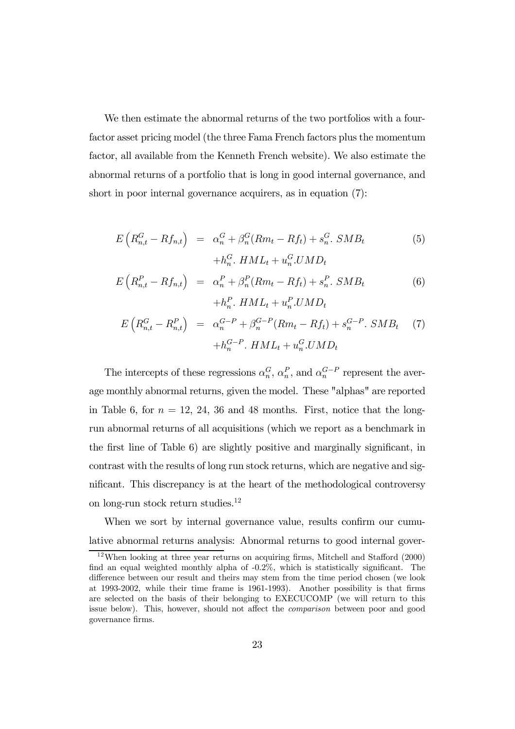We then estimate the abnormal returns of the two portfolios with a four-factor asset pricing model (the three Fama French factors plus the momentum factor, all available from the Kenneth French website). We also estimate the abnormal returns of a portfolio that is long in good internal governance, and short in poor internal governance acquirers, as in equation (7):

$$
\begin{aligned}
E\left(R_{n,t}^{G} - Rf_{n,t}\right) &= \alpha_n^G + \beta_n^G (Rm_t - Rf_t) + s_n^G .\ SMB_t \\
&\quad + h_n^G .\ HML_t + u_n^G . UMD_t
\end{aligned} \tag{5}
$$

$$
\begin{aligned}
E\left(R_{n,t}^{P} - Rf_{n,t}\right) &= \alpha_n^P + \beta_n^P (Rm_t - Rf_t) + s_n^P .\ SMB_t \\
&\quad + h_n^P .\ HML_t + u_n^P . UMD_t
\end{aligned} \tag{6}
$$

$$
\begin{aligned}
E\left(R_{n,t}^{G} - R_{n,t}^{P}\right) &= \alpha_n^{G-P} + \beta_n^{G-P} (Rm_t - Rf_t) + s_n^{G-P} .\ SMB_t \\
&\quad + h_n^{G-P} .\ HML_t + u_n^G . UMD_t
\end{aligned} \tag{7}
$$

The intercepts of these regressions $\alpha_n^G$, $\alpha_n^P$, and $\alpha_n^{G-P}$ represent the average monthly abnormal returns, given the model. These "alphas" are reported in Table 6, for $n = 12$, 24, 36 and 48 months. First, notice that the long-run abnormal returns of all acquisitions (which we report as a benchmark in the first line of Table 6) are slightly positive and marginally significant, in contrast with the results of long run stock returns, which are negative and significant. This discrepancy is at the heart of the methodological controversy on long-run stock return studies.[12]

When we sort by internal governance value, results confirm our cumulative abnormal returns analysis: Abnormal returns to good internal gover-

[12] When looking at three year returns on acquiring firms, Mitchell and Stafford (2000) find an equal weighted monthly alpha of -0.2%, which is statistically significant. The difference between our result and theirs may stem from the time period chosen (we look at 1993-2002, while their time frame is 1961-1993). Another possibility is that firms are selected on the basis of their belonging to EXECUCOMP (we will return to this issue below). This, however, should not affect the *comparison* between poor and good governance firms.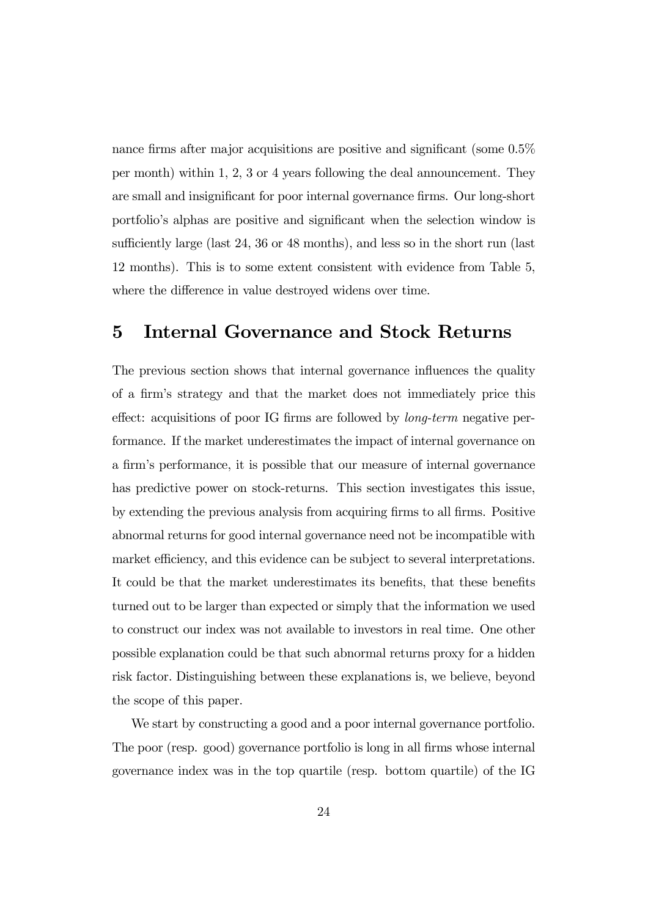nance firms after major acquisitions are positive and significant (some 0.5% per month) within 1, 2, 3 or 4 years following the deal announcement. They are small and insignificant for poor internal governance firms. Our long-short portfolio's alphas are positive and significant when the selection window is sufficiently large (last 24, 36 or 48 months), and less so in the short run (last 12 months). This is to some extent consistent with evidence from Table 5, where the difference in value destroyed widens over time.

# 5 Internal Governance and Stock Returns

The previous section shows that internal governance influences the quality of a firm's strategy and that the market does not immediately price this effect: acquisitions of poor IG firms are followed by *long-term* negative performance. If the market underestimates the impact of internal governance on a firm's performance, it is possible that our measure of internal governance has predictive power on stock-returns. This section investigates this issue, by extending the previous analysis from acquiring firms to all firms. Positive abnormal returns for good internal governance need not be incompatible with market efficiency, and this evidence can be subject to several interpretations. It could be that the market underestimates its benefits, that these benefits turned out to be larger than expected or simply that the information we used to construct our index was not available to investors in real time. One other possible explanation could be that such abnormal returns proxy for a hidden risk factor. Distinguishing between these explanations is, we believe, beyond the scope of this paper.

We start by constructing a good and a poor internal governance portfolio. The poor (resp. good) governance portfolio is long in all firms whose internal governance index was in the top quartile (resp. bottom quartile) of the IG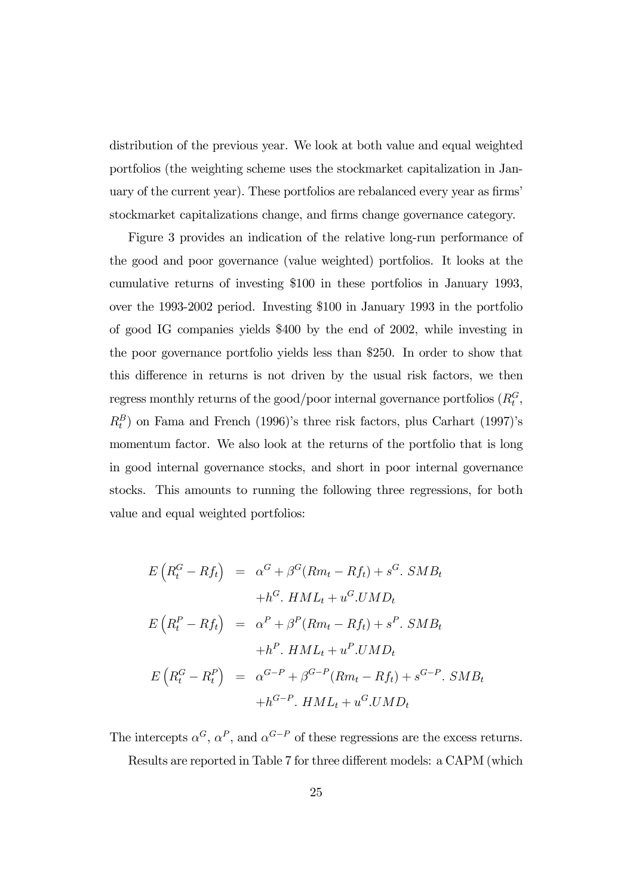distribution of the previous year. We look at both value and equal weighted portfolios (the weighting scheme uses the stockmarket capitalization in January of the current year). These portfolios are rebalanced every year as firms' stockmarket capitalizations change, and firms change governance category.

Figure 3 provides an indication of the relative long-run performance of the good and poor governance (value weighted) portfolios. It looks at the cumulative returns of investing \$100 in these portfolios in January 1993, over the 1993-2002 period. Investing \$100 in January 1993 in the portfolio of good IG companies yields \$400 by the end of 2002, while investing in the poor governance portfolio yields less than \$250. In order to show that this difference in returns is not driven by the usual risk factors, we then regress monthly returns of the good/poor internal governance portfolios ($R_t^G$, $R_t^B$) on Fama and French (1996)'s three risk factors, plus Carhart (1997)'s momentum factor. We also look at the returns of the portfolio that is long in good internal governance stocks, and short in poor internal governance stocks. This amounts to running the following three regressions, for both value and equal weighted portfolios:

$$
\begin{aligned}
E\left(R_t^G - Rf_t\right) &= \alpha^G + \beta^G(Rm_t - Rf_t) + s^G.\ SMB_t \\
&\quad + h^G.\ HML_t + u^G.UMD_t \\
E\left(R_t^P - Rf_t\right) &= \alpha^P + \beta^P(Rm_t - Rf_t) + s^P.\ SMB_t \\
&\quad + h^P.\ HML_t + u^P.UMD_t \\
E\left(R_t^G - R_t^P\right) &= \alpha^{G-P} + \beta^{G-P}(Rm_t - Rf_t) + s^{G-P}.\ SMB_t \\
&\quad + h^{G-P}.\ HML_t + u^G.UMD_t
\end{aligned}
$$

The intercepts $\alpha^G$, $\alpha^P$, and $\alpha^{G-P}$ of these regressions are the excess returns.

Results are reported in Table 7 for three different models: a CAPM (which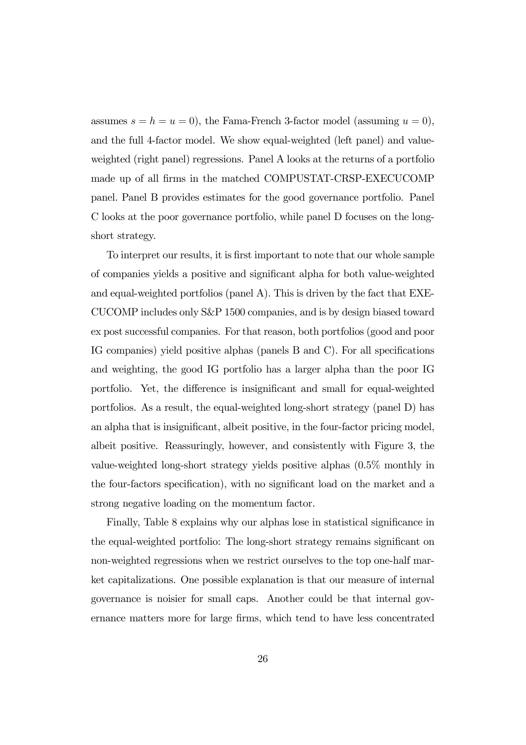assumes $s = h = u = 0$), the Fama-French 3-factor model (assuming $u = 0$), and the full 4-factor model. We show equal-weighted (left panel) and value-weighted (right panel) regressions. Panel A looks at the returns of a portfolio made up of all firms in the matched COMPUSTAT-CRSP-EXECUCOMP panel. Panel B provides estimates for the good governance portfolio. Panel C looks at the poor governance portfolio, while panel D focuses on the long-short strategy.

To interpret our results, it is first important to note that our whole sample of companies yields a positive and significant alpha for both value-weighted and equal-weighted portfolios (panel A). This is driven by the fact that EXECUCOMP includes only S&P 1500 companies, and is by design biased toward ex post successful companies. For that reason, both portfolios (good and poor IG companies) yield positive alphas (panels B and C). For all specifications and weighting, the good IG portfolio has a larger alpha than the poor IG portfolio. Yet, the difference is insignificant and small for equal-weighted portfolios. As a result, the equal-weighted long-short strategy (panel D) has an alpha that is insignificant, albeit positive, in the four-factor pricing model, albeit positive. Reassuringly, however, and consistently with Figure 3, the value-weighted long-short strategy yields positive alphas (0.5% monthly in the four-factors specification), with no significant load on the market and a strong negative loading on the momentum factor.

Finally, Table 8 explains why our alphas lose in statistical significance in the equal-weighted portfolio: The long-short strategy remains significant on non-weighted regressions when we restrict ourselves to the top one-half market capitalizations. One possible explanation is that our measure of internal governance is noisier for small caps. Another could be that internal governance matters more for large firms, which tend to have less concentrated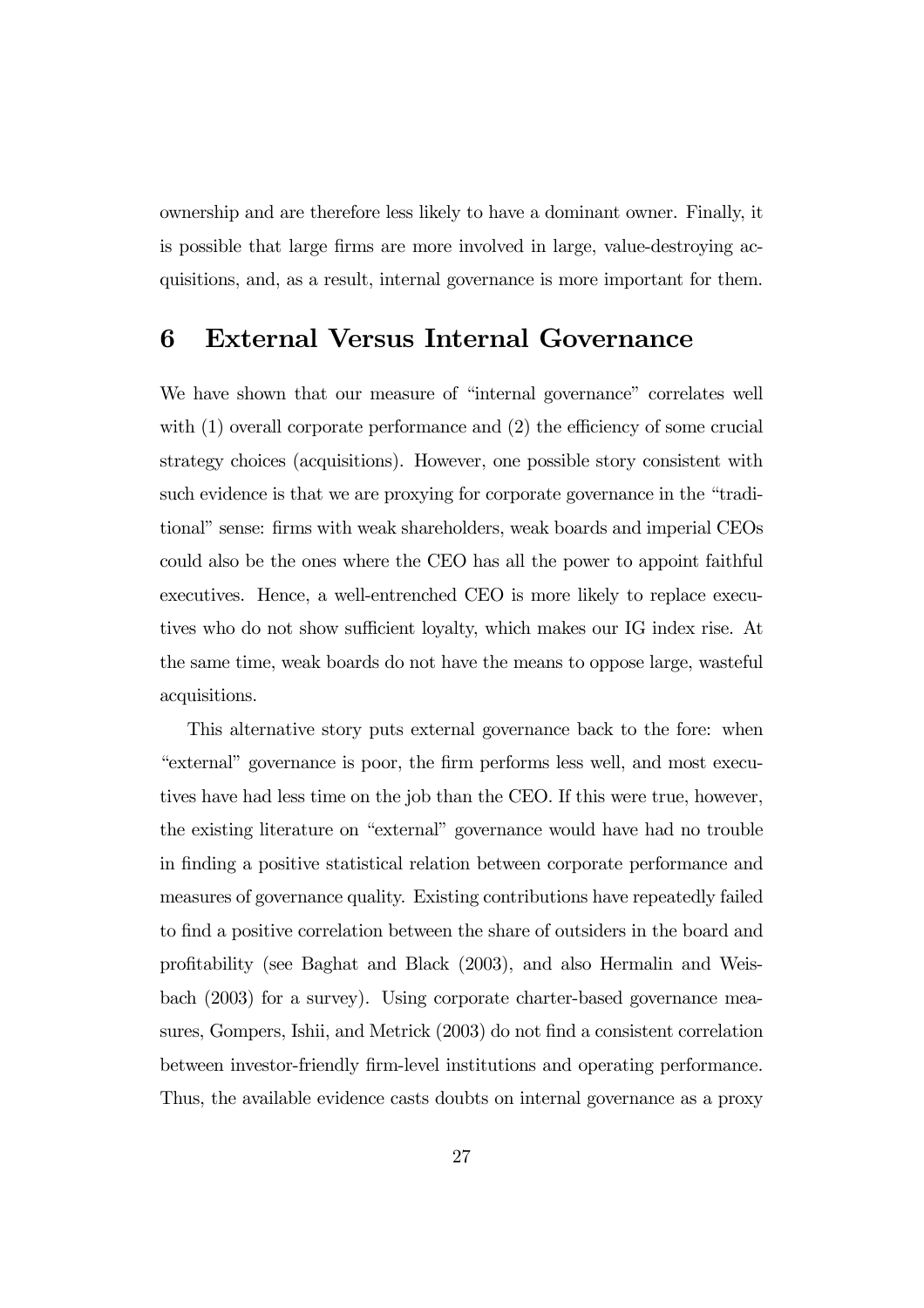ownership and are therefore less likely to have a dominant owner. Finally, it is possible that large firms are more involved in large, value-destroying acquisitions, and, as a result, internal governance is more important for them.

## 6 External Versus Internal Governance

We have shown that our measure of "internal governance" correlates well with (1) overall corporate performance and (2) the efficiency of some crucial strategy choices (acquisitions). However, one possible story consistent with such evidence is that we are proxying for corporate governance in the "traditional" sense: firms with weak shareholders, weak boards and imperial CEOs could also be the ones where the CEO has all the power to appoint faithful executives. Hence, a well-entrenched CEO is more likely to replace executives who do not show sufficient loyalty, which makes our IG index rise. At the same time, weak boards do not have the means to oppose large, wasteful acquisitions.

This alternative story puts external governance back to the fore: when "external" governance is poor, the firm performs less well, and most executives have had less time on the job than the CEO. If this were true, however, the existing literature on "external" governance would have had no trouble in finding a positive statistical relation between corporate performance and measures of governance quality. Existing contributions have repeatedly failed to find a positive correlation between the share of outsiders in the board and profitability (see Baghat and Black (2003), and also Hermalin and Weisbach (2003) for a survey). Using corporate charter-based governance measures, Gompers, Ishii, and Metrick (2003) do not find a consistent correlation between investor-friendly firm-level institutions and operating performance. Thus, the available evidence casts doubts on internal governance as a proxy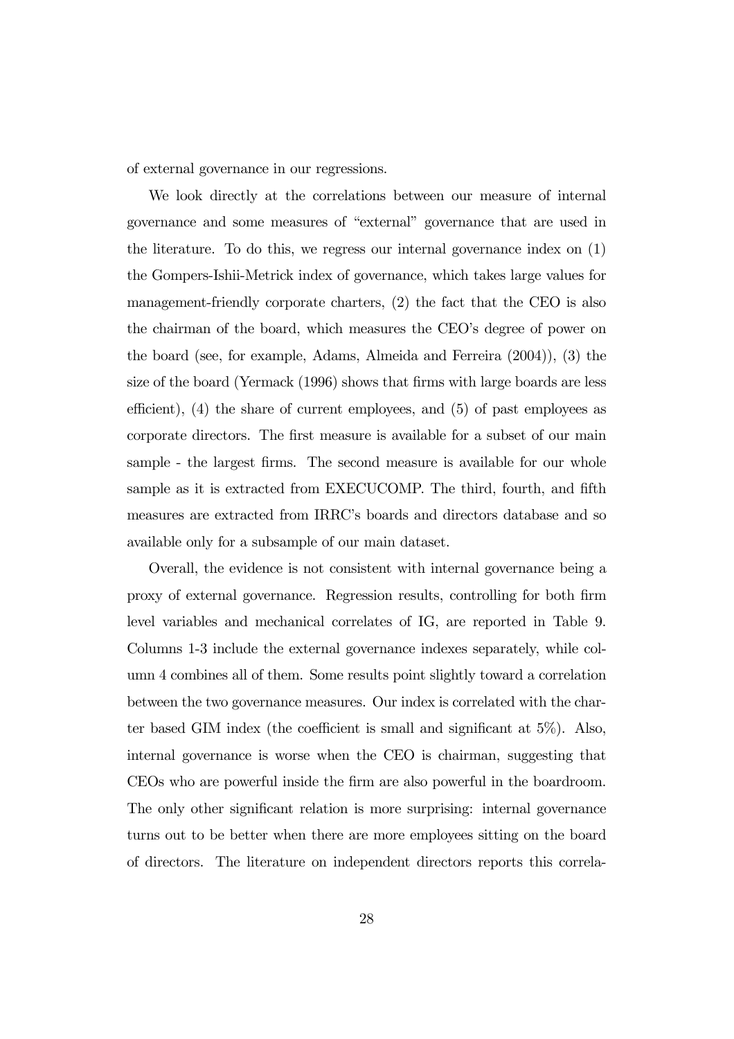of external governance in our regressions.

We look directly at the correlations between our measure of internal governance and some measures of "external" governance that are used in the literature. To do this, we regress our internal governance index on (1) the Gompers-Ishii-Metrick index of governance, which takes large values for management-friendly corporate charters, (2) the fact that the CEO is also the chairman of the board, which measures the CEO's degree of power on the board (see, for example, Adams, Almeida and Ferreira (2004)), (3) the size of the board (Yermack (1996) shows that firms with large boards are less efficient), (4) the share of current employees, and (5) of past employees as corporate directors. The first measure is available for a subset of our main sample - the largest firms. The second measure is available for our whole sample as it is extracted from EXECUCOMP. The third, fourth, and fifth measures are extracted from IRRC's boards and directors database and so available only for a subsample of our main dataset.

Overall, the evidence is not consistent with internal governance being a proxy of external governance. Regression results, controlling for both firm level variables and mechanical correlates of IG, are reported in Table 9. Columns 1-3 include the external governance indexes separately, while column 4 combines all of them. Some results point slightly toward a correlation between the two governance measures. Our index is correlated with the charter based GIM index (the coefficient is small and significant at 5%). Also, internal governance is worse when the CEO is chairman, suggesting that CEOs who are powerful inside the firm are also powerful in the boardroom. The only other significant relation is more surprising: internal governance turns out to be better when there are more employees sitting on the board of directors. The literature on independent directors reports this correla-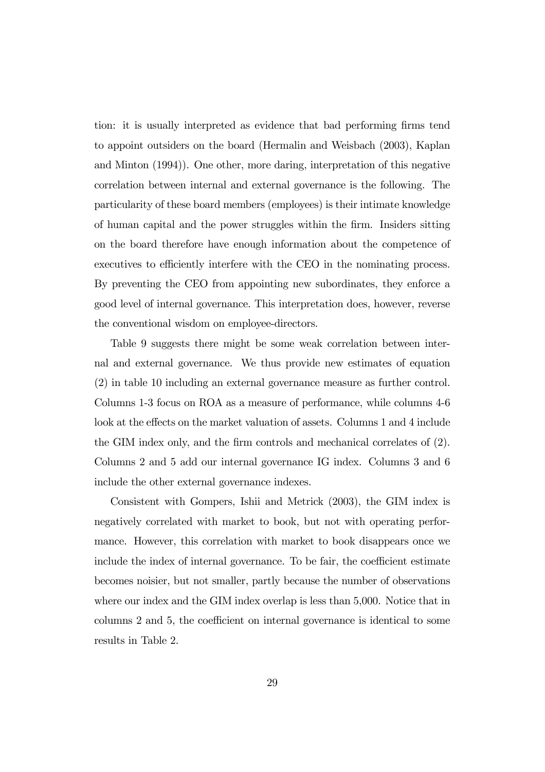tion: it is usually interpreted as evidence that bad performing firms tend to appoint outsiders on the board (Hermalin and Weisbach (2003), Kaplan and Minton (1994)). One other, more daring, interpretation of this negative correlation between internal and external governance is the following. The particularity of these board members (employees) is their intimate knowledge of human capital and the power struggles within the firm. Insiders sitting on the board therefore have enough information about the competence of executives to efficiently interfere with the CEO in the nominating process. By preventing the CEO from appointing new subordinates, they enforce a good level of internal governance. This interpretation does, however, reverse the conventional wisdom on employee-directors.

Table 9 suggests there might be some weak correlation between internal and external governance. We thus provide new estimates of equation (2) in table 10 including an external governance measure as further control. Columns 1-3 focus on ROA as a measure of performance, while columns 4-6 look at the effects on the market valuation of assets. Columns 1 and 4 include the GIM index only, and the firm controls and mechanical correlates of (2). Columns 2 and 5 add our internal governance IG index. Columns 3 and 6 include the other external governance indexes.

Consistent with Gompers, Ishii and Metrick (2003), the GIM index is negatively correlated with market to book, but not with operating performance. However, this correlation with market to book disappears once we include the index of internal governance. To be fair, the coefficient estimate becomes noisier, but not smaller, partly because the number of observations where our index and the GIM index overlap is less than 5,000. Notice that in columns 2 and 5, the coefficient on internal governance is identical to some results in Table 2.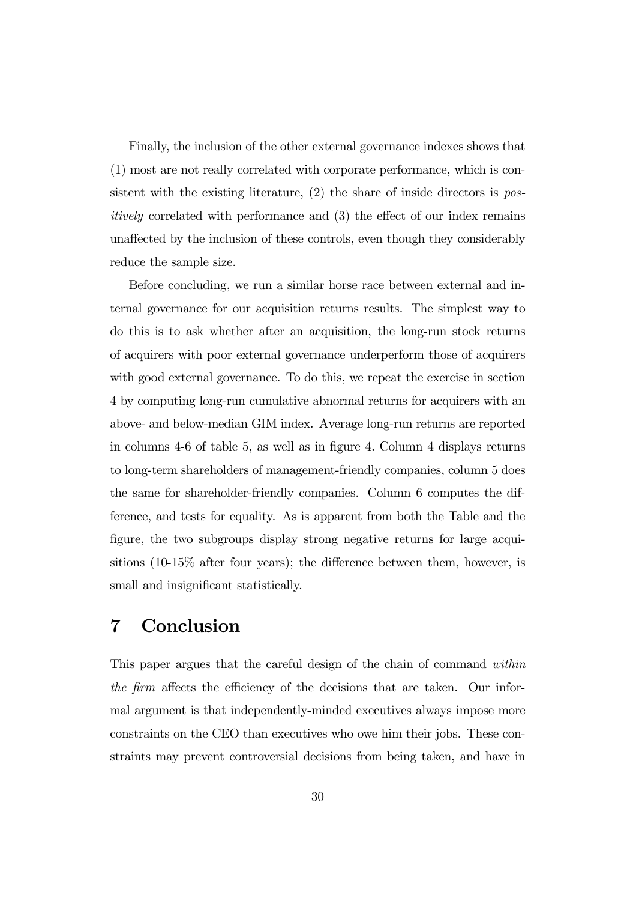Finally, the inclusion of the other external governance indexes shows that (1) most are not really correlated with corporate performance, which is consistent with the existing literature, (2) the share of inside directors is *positively* correlated with performance and (3) the effect of our index remains unaffected by the inclusion of these controls, even though they considerably reduce the sample size.

Before concluding, we run a similar horse race between external and internal governance for our acquisition returns results. The simplest way to do this is to ask whether after an acquisition, the long-run stock returns of acquirers with poor external governance underperform those of acquirers with good external governance. To do this, we repeat the exercise in section 4 by computing long-run cumulative abnormal returns for acquirers with an above- and below-median GIM index. Average long-run returns are reported in columns 4-6 of table 5, as well as in figure 4. Column 4 displays returns to long-term shareholders of management-friendly companies, column 5 does the same for shareholder-friendly companies. Column 6 computes the difference, and tests for equality. As is apparent from both the Table and the figure, the two subgroups display strong negative returns for large acquisitions (10-15% after four years); the difference between them, however, is small and insignificant statistically.

# 7 Conclusion

This paper argues that the careful design of the chain of command *within the firm* affects the efficiency of the decisions that are taken. Our informal argument is that independently-minded executives always impose more constraints on the CEO than executives who owe him their jobs. These constraints may prevent controversial decisions from being taken, and have in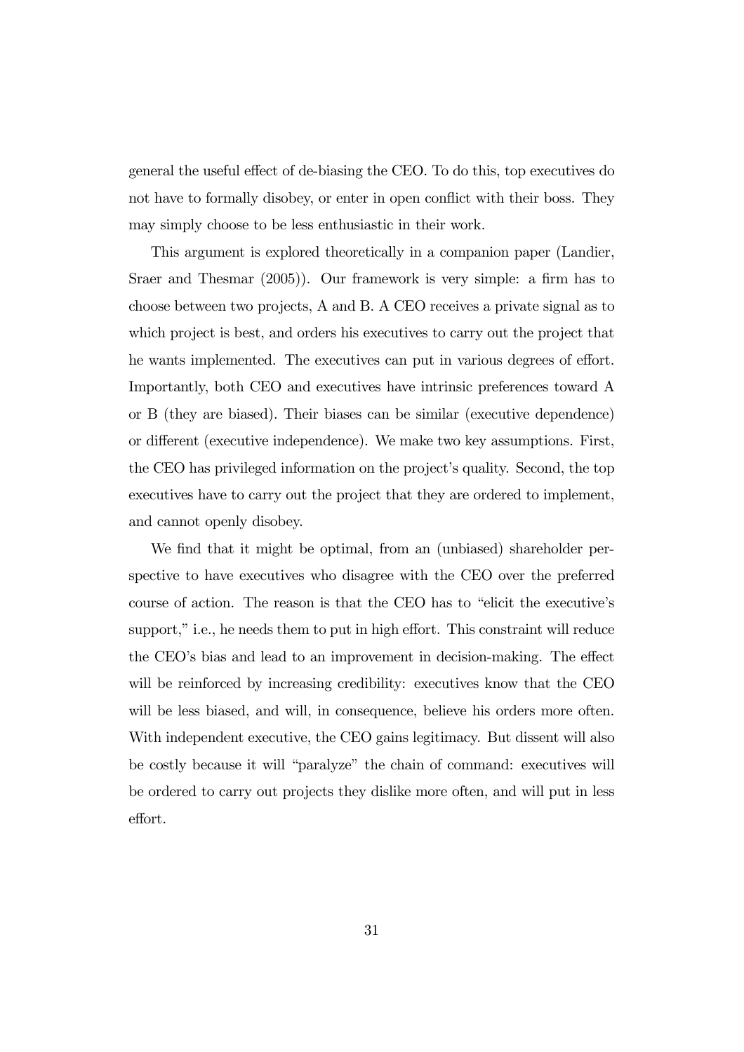general the useful effect of de-biasing the CEO. To do this, top executives do not have to formally disobey, or enter in open conflict with their boss. They may simply choose to be less enthusiastic in their work.

This argument is explored theoretically in a companion paper (Landier, Sraer and Thesmar (2005)). Our framework is very simple: a firm has to choose between two projects, A and B. A CEO receives a private signal as to which project is best, and orders his executives to carry out the project that he wants implemented. The executives can put in various degrees of effort. Importantly, both CEO and executives have intrinsic preferences toward A or B (they are biased). Their biases can be similar (executive dependence) or different (executive independence). We make two key assumptions. First, the CEO has privileged information on the project's quality. Second, the top executives have to carry out the project that they are ordered to implement, and cannot openly disobey.

We find that it might be optimal, from an (unbiased) shareholder perspective to have executives who disagree with the CEO over the preferred course of action. The reason is that the CEO has to "elicit the executive's support," i.e., he needs them to put in high effort. This constraint will reduce the CEO's bias and lead to an improvement in decision-making. The effect will be reinforced by increasing credibility: executives know that the CEO will be less biased, and will, in consequence, believe his orders more often. With independent executive, the CEO gains legitimacy. But dissent will also be costly because it will "paralyze" the chain of command: executives will be ordered to carry out projects they dislike more often, and will put in less effort.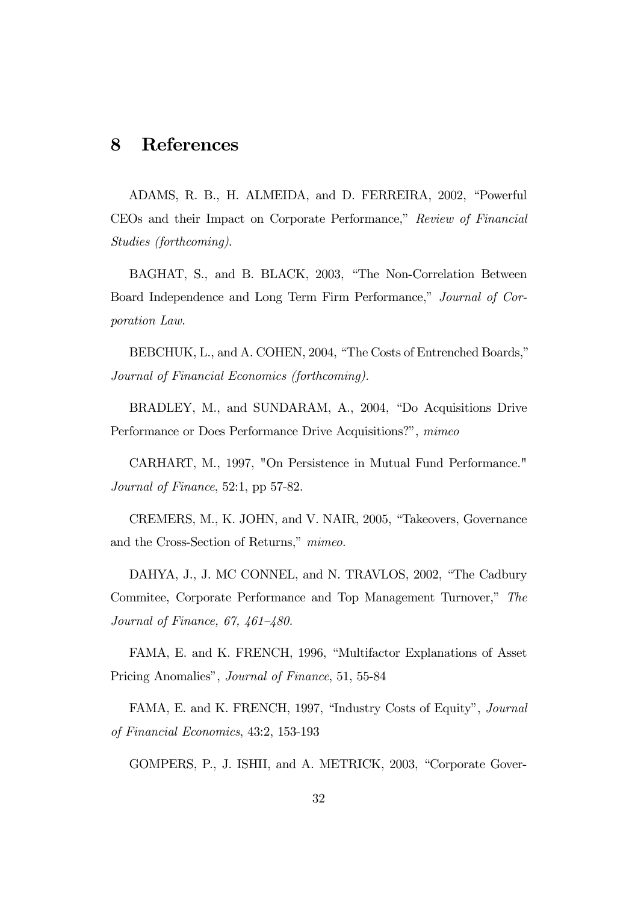# 8 References

ADAMS, R. B., H. ALMEIDA, and D. FERREIRA, 2002, "Powerful CEOs and their Impact on Corporate Performance," *Review of Financial Studies (forthcoming).*

BAGHAT, S., and B. BLACK, 2003, "The Non-Correlation Between Board Independence and Long Term Firm Performance," *Journal of Corporation Law.*

BEBCHUK, L., and A. COHEN, 2004, "The Costs of Entrenched Boards," *Journal of Financial Economics (forthcoming).*

BRADLEY, M., and SUNDARAM, A., 2004, "Do Acquisitions Drive Performance or Does Performance Drive Acquisitions?", *mimeo*

CARHART, M., 1997, "On Persistence in Mutual Fund Performance." *Journal of Finance*, 52:1, pp 57-82.

CREMERS, M., K. JOHN, and V. NAIR, 2005, "Takeovers, Governance and the Cross-Section of Returns," *mimeo.*

DAHYA, J., J. MC CONNEL, and N. TRAVLOS, 2002, "The Cadbury Commitee, Corporate Performance and Top Management Turnover," *The Journal of Finance, 67, 461–480.*

FAMA, E. and K. FRENCH, 1996, "Multifactor Explanations of Asset Pricing Anomalies", *Journal of Finance*, 51, 55-84

FAMA, E. and K. FRENCH, 1997, "Industry Costs of Equity", *Journal of Financial Economics*, 43:2, 153-193

GOMPERS, P., J. ISHII, and A. METRICK, 2003, "Corporate Gover-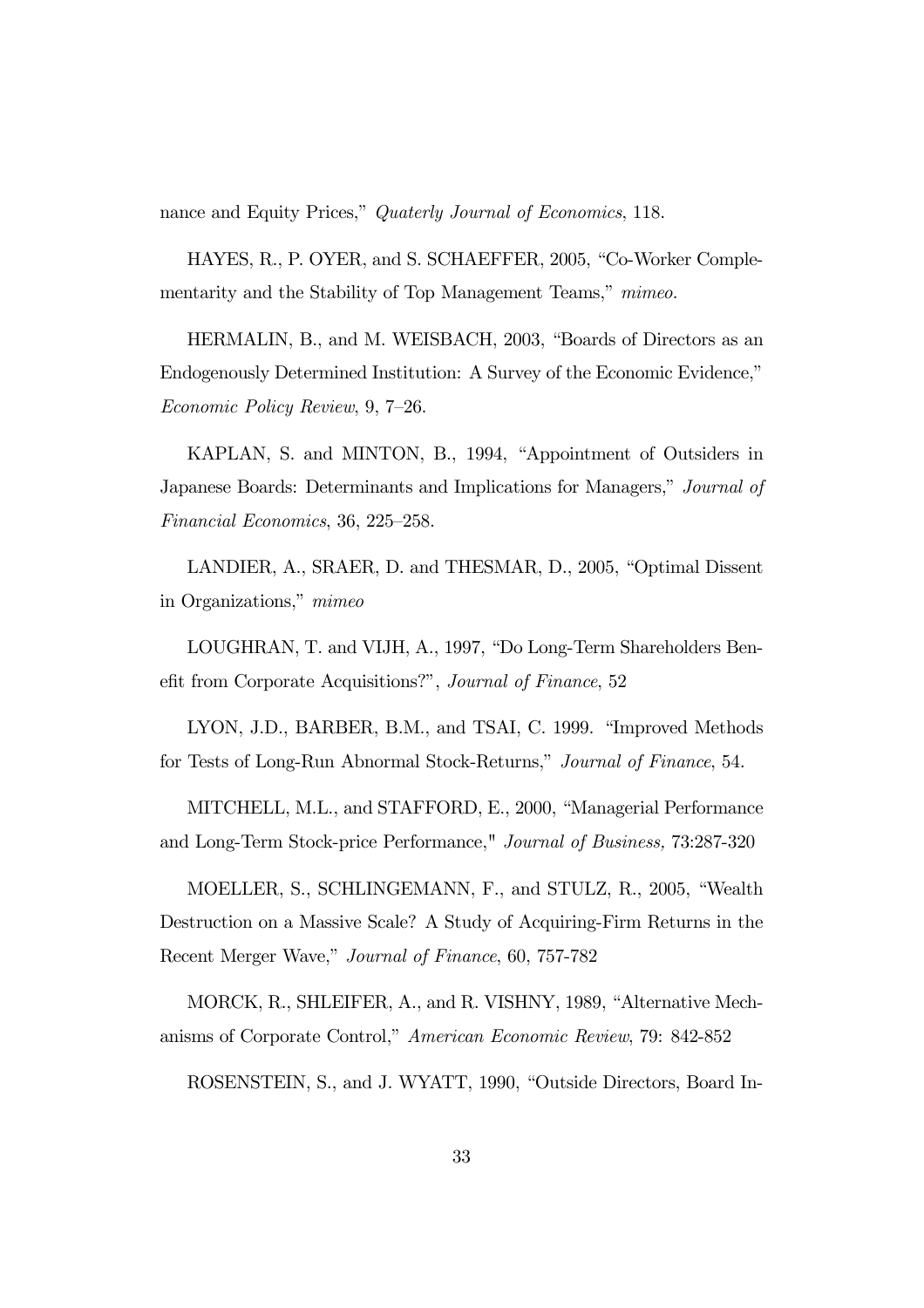nance and Equity Prices," *Quaterly Journal of Economics*, 118.

HAYES, R., P. OYER, and S. SCHAEFFER, 2005, "Co-Worker Complementarity and the Stability of Top Management Teams," *mimeo.*

HERMALIN, B., and M. WEISBACH, 2003, "Boards of Directors as an Endogenously Determined Institution: A Survey of the Economic Evidence," *Economic Policy Review*, 9, 7–26.

KAPLAN, S. and MINTON, B., 1994, "Appointment of Outsiders in Japanese Boards: Determinants and Implications for Managers," *Journal of Financial Economics*, 36, 225–258.

LANDIER, A., SRAER, D. and THESMAR, D., 2005, "Optimal Dissent in Organizations," *mimeo*

LOUGHRAN, T. and VIJH, A., 1997, "Do Long-Term Shareholders Benefit from Corporate Acquisitions?", *Journal of Finance*, 52

LYON, J.D., BARBER, B.M., and TSAI, C. 1999. "Improved Methods for Tests of Long-Run Abnormal Stock-Returns," *Journal of Finance*, 54.

MITCHELL, M.L., and STAFFORD, E., 2000, "Managerial Performance and Long-Term Stock-price Performance," *Journal of Business,* 73:287-320

MOELLER, S., SCHLINGEMANN, F., and STULZ, R., 2005, "Wealth Destruction on a Massive Scale? A Study of Acquiring-Firm Returns in the Recent Merger Wave," *Journal of Finance*, 60, 757-782

MORCK, R., SHLEIFER, A., and R. VISHNY, 1989, "Alternative Mechanisms of Corporate Control," *American Economic Review*, 79: 842-852

ROSENSTEIN, S., and J. WYATT, 1990, "Outside Directors, Board In-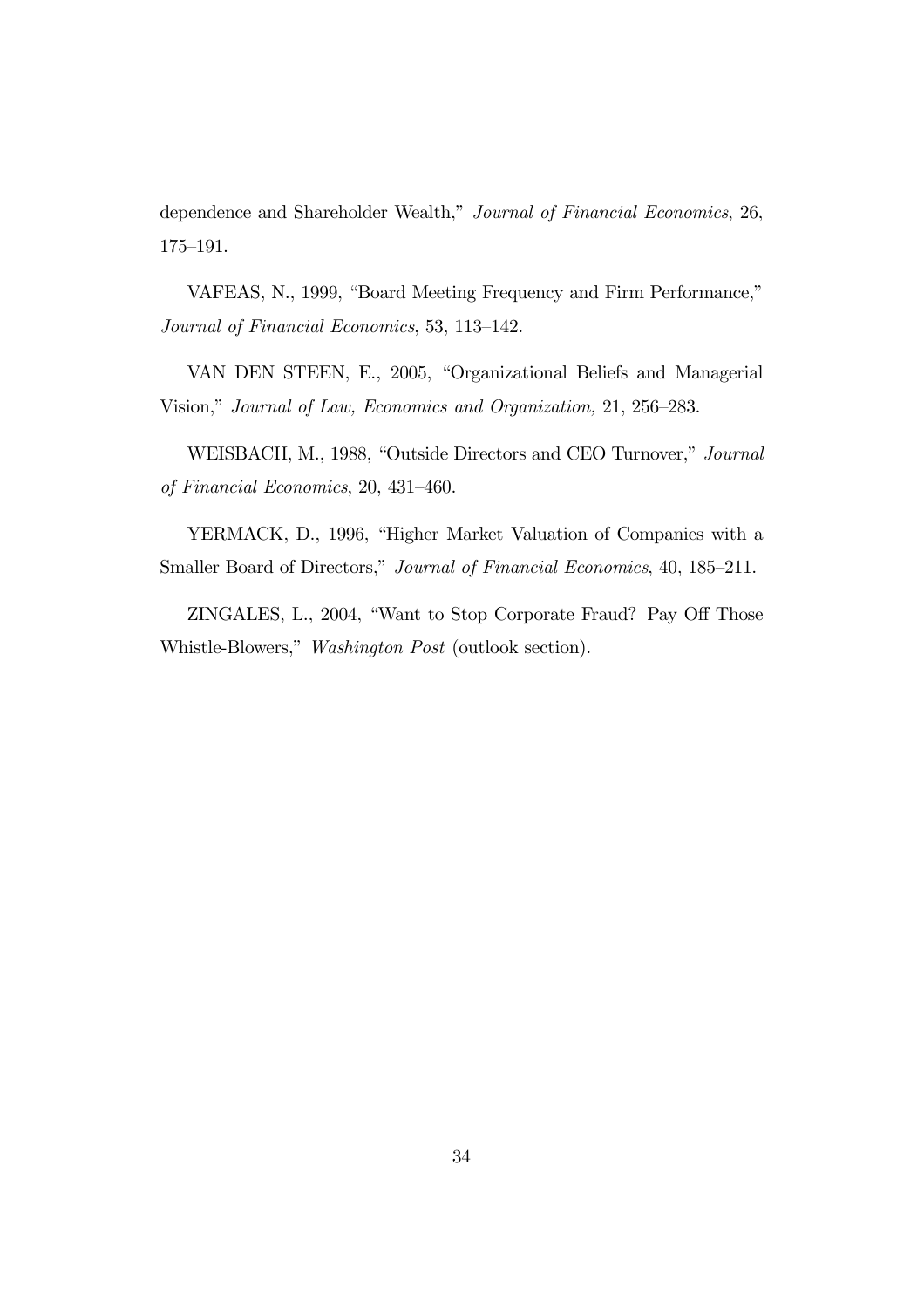dependence and Shareholder Wealth," *Journal of Financial Economics*, 26, 175–191.

VAFEAS, N., 1999, "Board Meeting Frequency and Firm Performance," *Journal of Financial Economics*, 53, 113–142.

VAN DEN STEEN, E., 2005, "Organizational Beliefs and Managerial Vision," *Journal of Law, Economics and Organization,* 21, 256–283.

WEISBACH, M., 1988, "Outside Directors and CEO Turnover," *Journal of Financial Economics*, 20, 431–460.

YERMACK, D., 1996, "Higher Market Valuation of Companies with a Smaller Board of Directors," *Journal of Financial Economics*, 40, 185–211.

ZINGALES, L., 2004, "Want to Stop Corporate Fraud? Pay Off Those Whistle-Blowers," *Washington Post* (outlook section).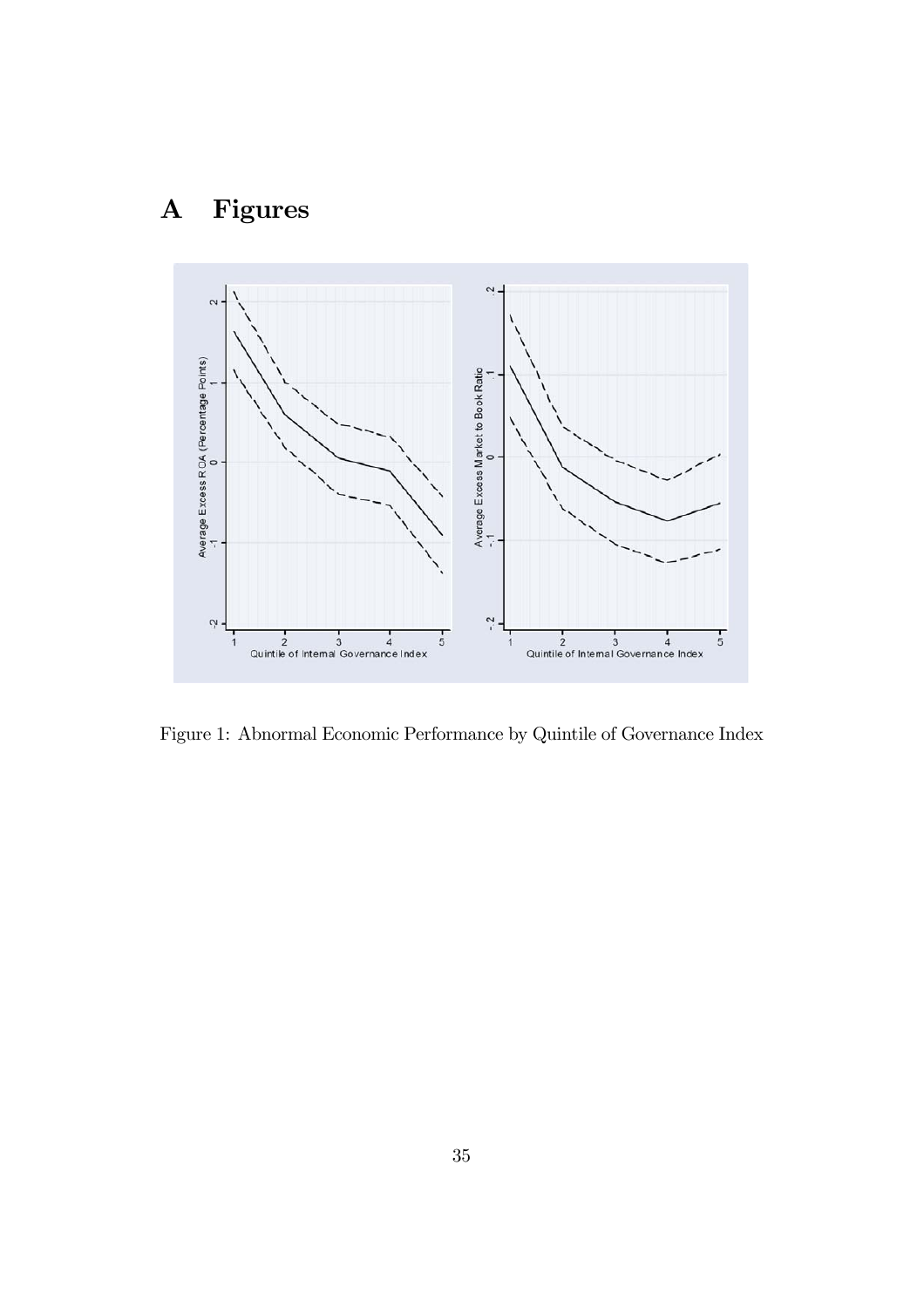# A Figures

Figure 1: Abnormal Economic Performance by Quintile of Governance Index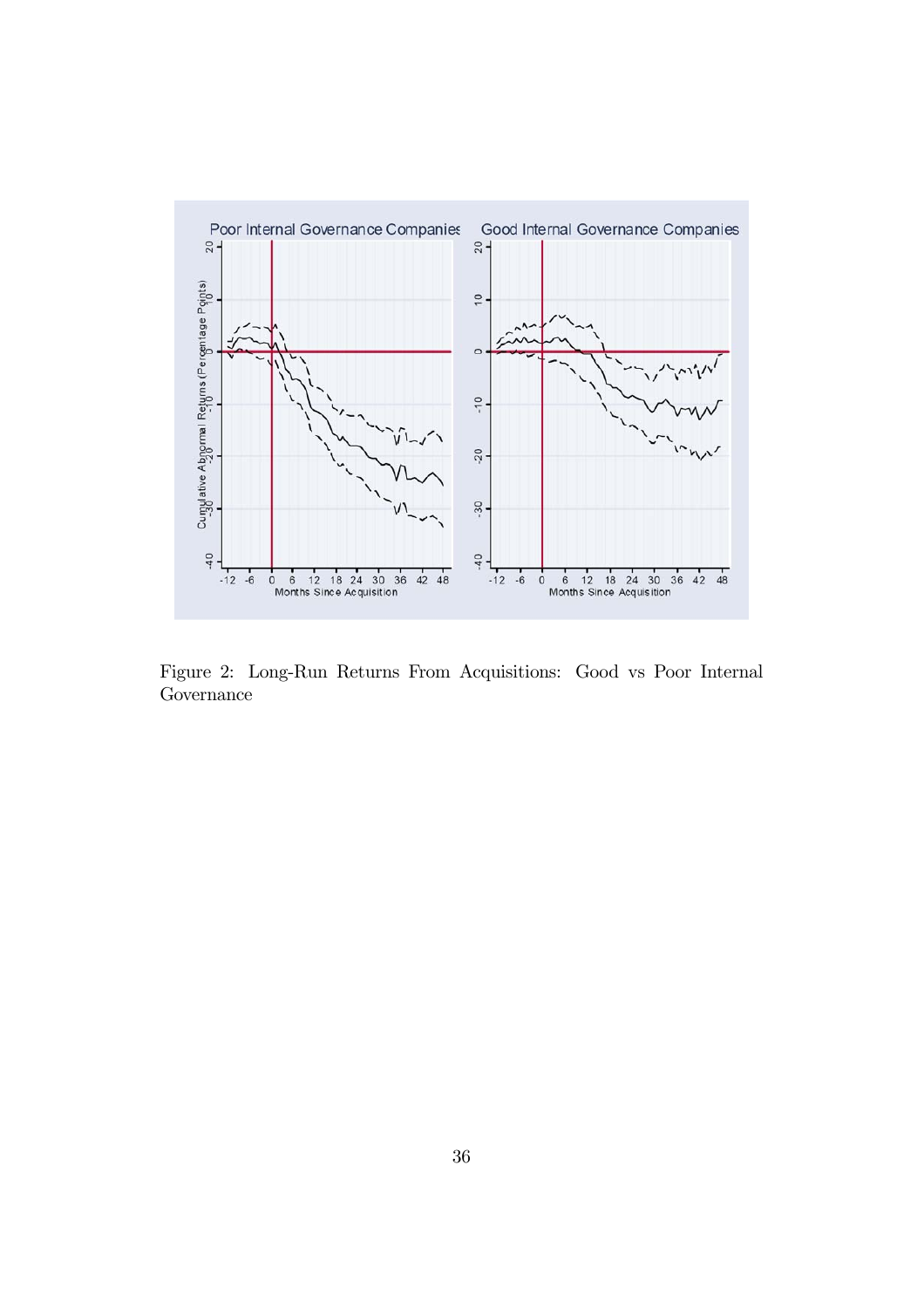Figure 2: Long-Run Returns From Acquisitions: Good vs Poor Internal Governance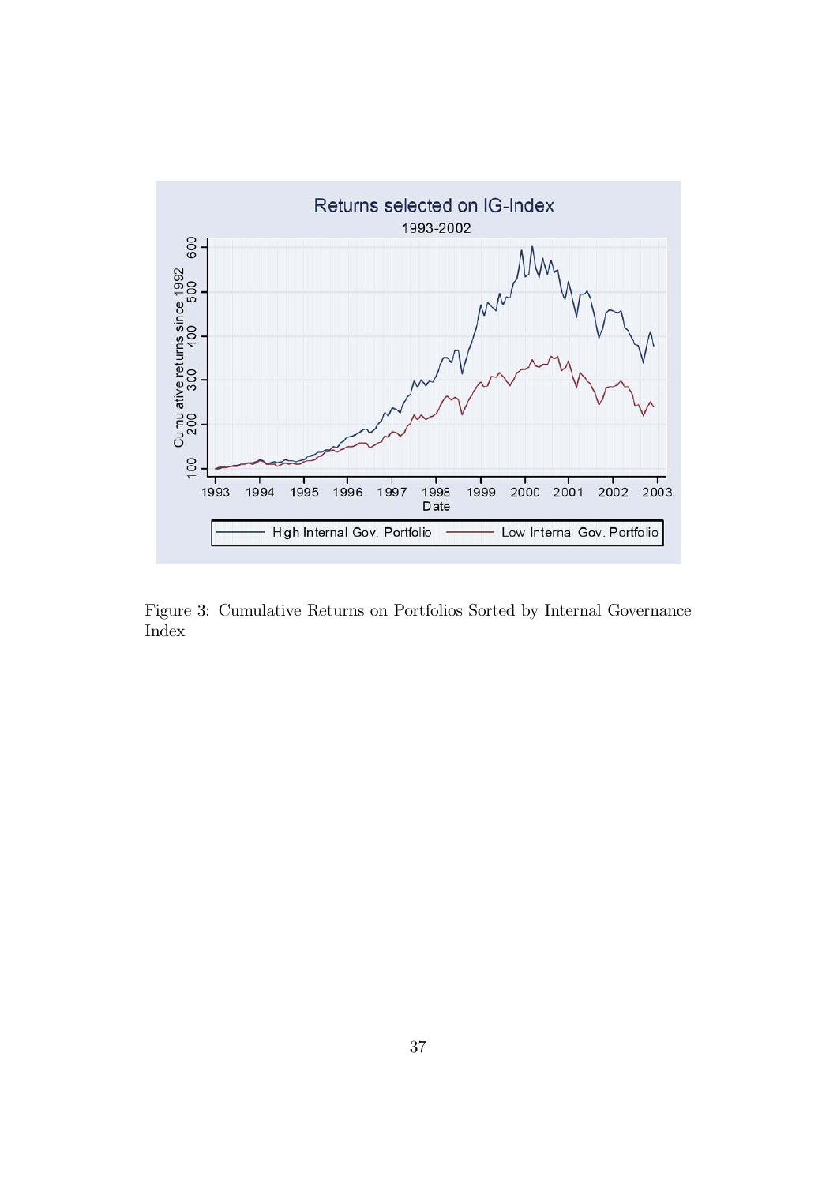Figure 3: Cumulative Returns on Portfolios Sorted by Internal Governance Index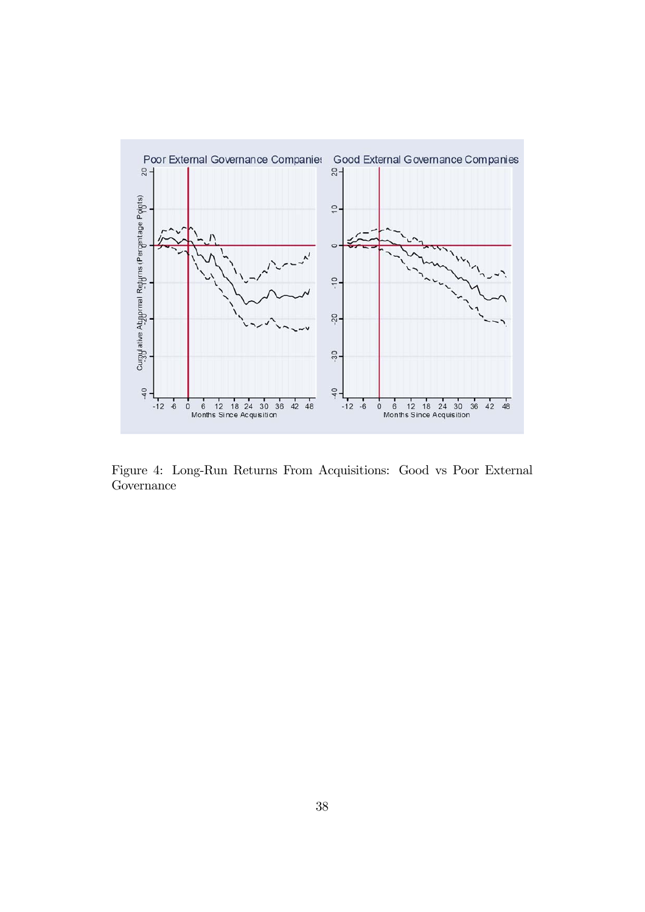Figure 4: Long-Run Returns From Acquisitions: Good vs Poor External Governance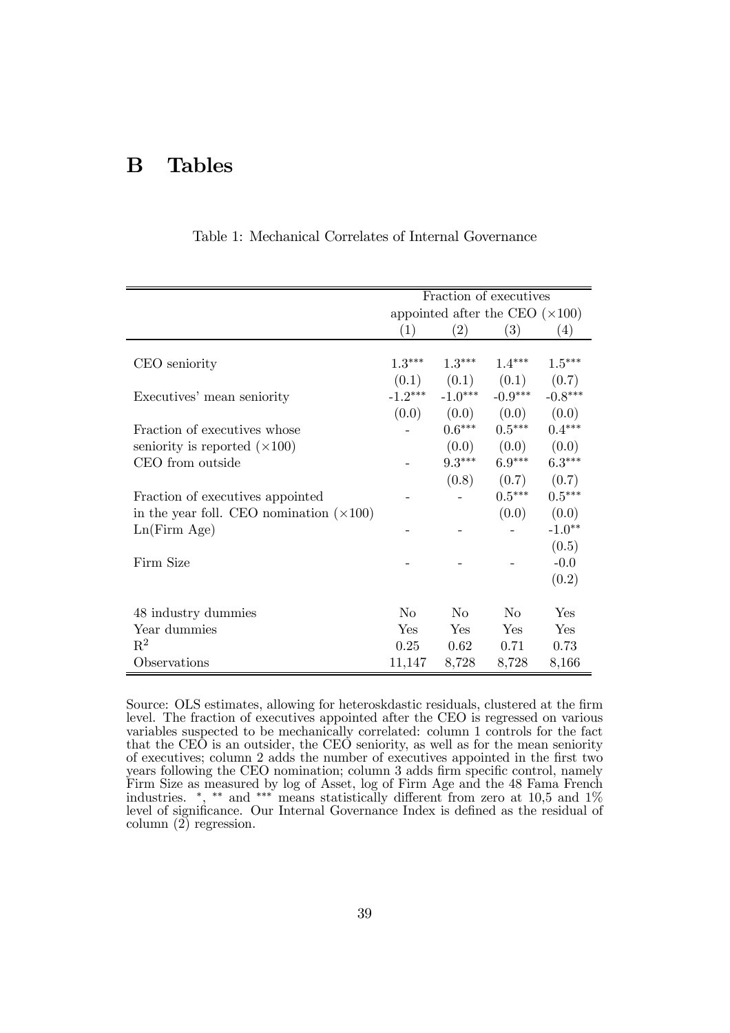# B Tables

Table 1: Mechanical Correlates of Internal Governance

| | Fraction of executives appointed after the CEO (×100) | | | |
|---|---|---|---|---|
| | (1) | (2) | (3) | (4) |
| CEO seniority | 1.3*** | 1.3*** | 1.4*** | 1.5*** |
| | (0.1) | (0.1) | (0.1) | (0.7) |
| Executives' mean seniority | -1.2*** | -1.0*** | -0.9*** | -0.8*** |
| | (0.0) | (0.0) | (0.0) | (0.0) |
| Fraction of executives whose seniority is reported (×100) | - | 0.6*** | 0.5*** | 0.4*** |
| | | (0.0) | (0.0) | (0.0) |
| CEO from outside | - | 9.3*** | 6.9*** | 6.3*** |
| | | (0.8) | (0.7) | (0.7) |
| Fraction of executives appointed in the year foll. CEO nomination (×100) | - | - | 0.5*** | 0.5*** |
| | | | (0.0) | (0.0) |
| Ln(Firm Age) | - | - | - | -1.0** |
| | | | | (0.5) |
| Firm Size | - | - | - | -0.0 |
| | | | | (0.2) |
| 48 industry dummies | No | No | No | Yes |
| Year dummies | Yes | Yes | Yes | Yes |
| $R^2$ | 0.25 | 0.62 | 0.71 | 0.73 |
| Observations | 11,147 | 8,728 | 8,728 | 8,166 |

Source: OLS estimates, allowing for heteroskdastic residuals, clustered at the firm level. The fraction of executives appointed after the CEO is regressed on various variables suspected to be mechanically correlated: column 1 controls for the fact that the CEO is an outsider, the CEO seniority, as well as for the mean seniority of executives; column 2 adds the number of executives appointed in the first two years following the CEO nomination; column 3 adds firm specific control, namely Firm Size as measured by log of Asset, log of Firm Age and the 48 Fama French industries. *, ** and *** means statistically different from zero at 10,5 and 1% level of significance. Our Internal Governance Index is defined as the residual of column (2) regression.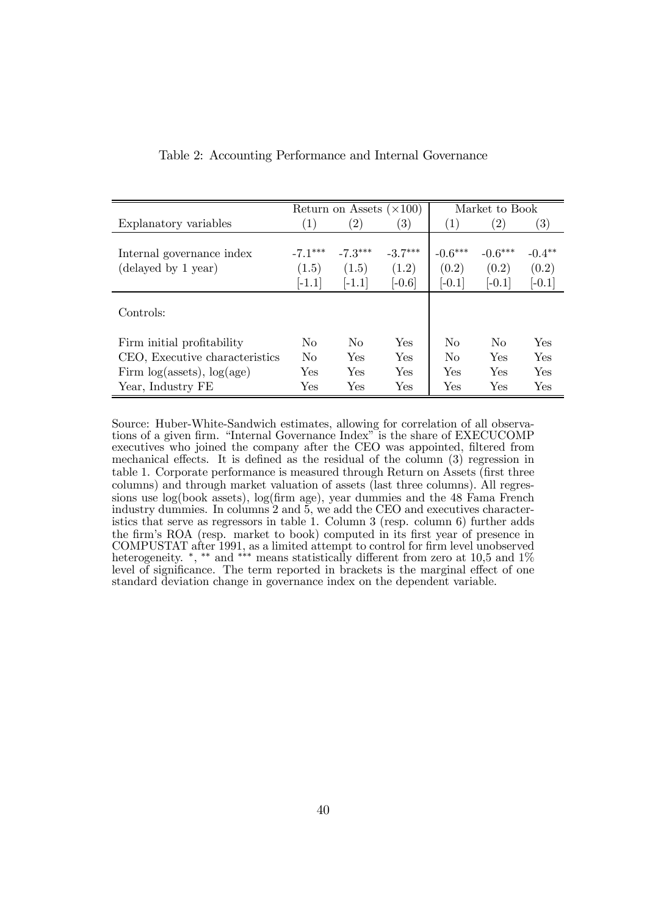Table 2: Accounting Performance and Internal Governance

| | Return on Assets (×100) | | | Market to Book | | |
|---|---|---|---|---|---|---|
| Explanatory variables | (1) | (2) | (3) | (1) | (2) | (3) |
| Internal governance index | $-7.1^{***}$ | $-7.3^{***}$ | $-3.7^{***}$ | $-0.6^{***}$ | $-0.6^{***}$ | $-0.4^{**}$ |
| (delayed by 1 year) | (1.5) | (1.5) | (1.2) | (0.2) | (0.2) | (0.2) |
| | [-1.1] | [-1.1] | [-0.6] | [-0.1] | [-0.1] | [-0.1] |
| Controls: | | | | | | |
| Firm initial profitability | No | No | Yes | No | No | Yes |
| CEO, Executive characteristics | No | Yes | Yes | No | Yes | Yes |
| Firm log(assets), log(age) | Yes | Yes | Yes | Yes | Yes | Yes |
| Year, Industry FE | Yes | Yes | Yes | Yes | Yes | Yes |

Source: Huber-White-Sandwich estimates, allowing for correlation of all observations of a given firm. "Internal Governance Index" is the share of EXECUCOMP executives who joined the company after the CEO was appointed, filtered from mechanical effects. It is defined as the residual of the column (3) regression in table 1. Corporate performance is measured through Return on Assets (first three columns) and through market valuation of assets (last three columns). All regressions use log(book assets), log(firm age), year dummies and the 48 Fama French industry dummies. In columns 2 and 5, we add the CEO and executives characteristics that serve as regressors in table 1. Column 3 (resp. column 6) further adds the firm's ROA (resp. market to book) computed in its first year of presence in COMPUSTAT after 1991, as a limited attempt to control for firm level unobserved heterogeneity. $^{*}$, $^{**}$ and $^{***}$ means statistically different from zero at 10,5 and 1% level of significance. The term reported in brackets is the marginal effect of one standard deviation change in governance index on the dependent variable.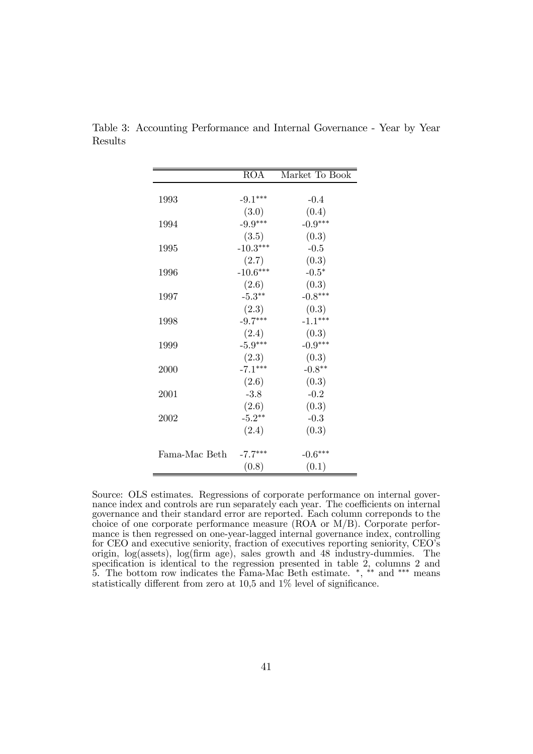Table 3: Accounting Performance and Internal Governance - Year by Year Results

| | ROA | Market To Book |
|---|---|---|
| 1993 | -9.1*** | -0.4 |
| | (3.0) | (0.4) |
| 1994 | -9.9*** | -0.9*** |
| | (3.5) | (0.3) |
| 1995 | -10.3*** | -0.5 |
| | (2.7) | (0.3) |
| 1996 | -10.6*** | -0.5* |
| | (2.6) | (0.3) |
| 1997 | -5.3** | -0.8*** |
| | (2.3) | (0.3) |
| 1998 | -9.7*** | -1.1*** |
| | (2.4) | (0.3) |
| 1999 | -5.9*** | -0.9*** |
| | (2.3) | (0.3) |
| 2000 | -7.1*** | -0.8** |
| | (2.6) | (0.3) |
| 2001 | -3.8 | -0.2 |
| | (2.6) | (0.3) |
| 2002 | -5.2** | -0.3 |
| | (2.4) | (0.3) |
| Fama-Mac Beth | -7.7*** | -0.6*** |
| | (0.8) | (0.1) |

Source: OLS estimates. Regressions of corporate performance on internal governance index and controls are run separately each year. The coefficients on internal governance and their standard error are reported. Each column correponds to the choice of one corporate performance measure (ROA or M/B). Corporate performance is then regressed on one-year-lagged internal governance index, controlling for CEO and executive seniority, fraction of executives reporting seniority, CEO's origin, log(assets), log(firm age), sales growth and 48 industry-dummies. The specification is identical to the regression presented in table 2, columns 2 and 5. The bottom row indicates the Fama-Mac Beth estimate. *, ** and *** means statistically different from zero at 10,5 and 1% level of significance.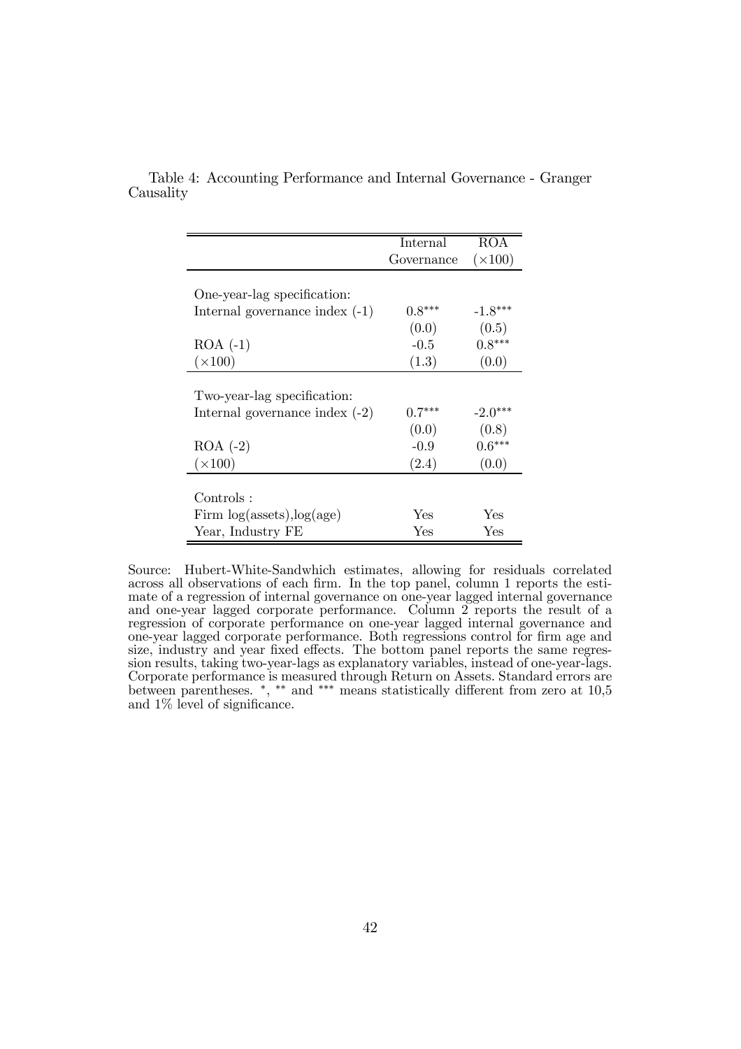Table 4: Accounting Performance and Internal Governance - Granger Causality

| | Internal Governance | ROA ($\times$100) |
|---|---|---|
| One-year-lag specification: | | |
| Internal governance index (-1) | 0.8*** | -1.8*** |
| | (0.0) | (0.5) |
| ROA (-1) | -0.5 | 0.8*** |
| ($\times$100) | (1.3) | (0.0) |
| Two-year-lag specification: | | |
| Internal governance index (-2) | 0.7*** | -2.0*** |
| | (0.0) | (0.8) |
| ROA (-2) | -0.9 | 0.6*** |
| ($\times$100) | (2.4) | (0.0) |
| Controls : | | |
| Firm log(assets),log(age) | Yes | Yes |
| Year, Industry FE | Yes | Yes |

Source: Hubert-White-Sandwhich estimates, allowing for residuals correlated across all observations of each firm. In the top panel, column 1 reports the estimate of a regression of internal governance on one-year lagged internal governance and one-year lagged corporate performance. Column 2 reports the result of a regression of corporate performance on one-year lagged internal governance and one-year lagged corporate performance. Both regressions control for firm age and size, industry and year fixed effects. The bottom panel reports the same regression results, taking two-year-lags as explanatory variables, instead of one-year-lags. Corporate performance is measured through Return on Assets. Standard errors are between parentheses. *, ** and *** means statistically different from zero at 10,5 and 1% level of significance.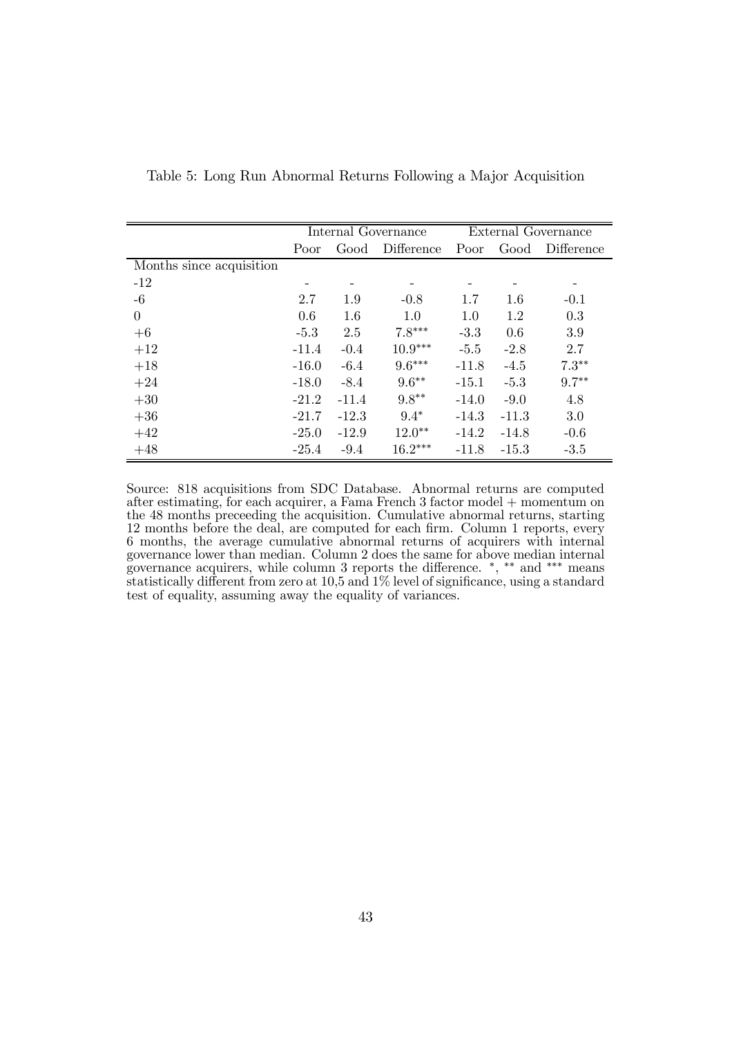Table 5: Long Run Abnormal Returns Following a Major Acquisition

| | Internal Governance | | | External Governance | | |
|---|---|---|---|---|---|---|
| | Poor | Good | Difference | Poor | Good | Difference |
| Months since acquisition | | | | | | |
| -12 | - | - | - | - | - | - |
| -6 | 2.7 | 1.9 | -0.8 | 1.7 | 1.6 | -0.1 |
| 0 | 0.6 | 1.6 | 1.0 | 1.0 | 1.2 | 0.3 |
| +6 | -5.3 | 2.5 | 7.8*** | -3.3 | 0.6 | 3.9 |
| +12 | -11.4 | -0.4 | 10.9*** | -5.5 | -2.8 | 2.7 |
| +18 | -16.0 | -6.4 | 9.6*** | -11.8 | -4.5 | 7.3** |
| +24 | -18.0 | -8.4 | 9.6** | -15.1 | -5.3 | 9.7** |
| +30 | -21.2 | -11.4 | 9.8** | -14.0 | -9.0 | 4.8 |
| +36 | -21.7 | -12.3 | 9.4* | -14.3 | -11.3 | 3.0 |
| +42 | -25.0 | -12.9 | 12.0** | -14.2 | -14.8 | -0.6 |
| +48 | -25.4 | -9.4 | 16.2*** | -11.8 | -15.3 | -3.5 |

Source: 818 acquisitions from SDC Database. Abnormal returns are computed after estimating, for each acquirer, a Fama French 3 factor model + momentum on the 48 months preceeding the acquisition. Cumulative abnormal returns, starting 12 months before the deal, are computed for each firm. Column 1 reports, every 6 months, the average cumulative abnormal returns of acquirers with internal governance lower than median. Column 2 does the same for above median internal governance acquirers, while column 3 reports the difference. *, ** and *** means statistically different from zero at 10,5 and 1% level of significance, using a standard test of equality, assuming away the equality of variances.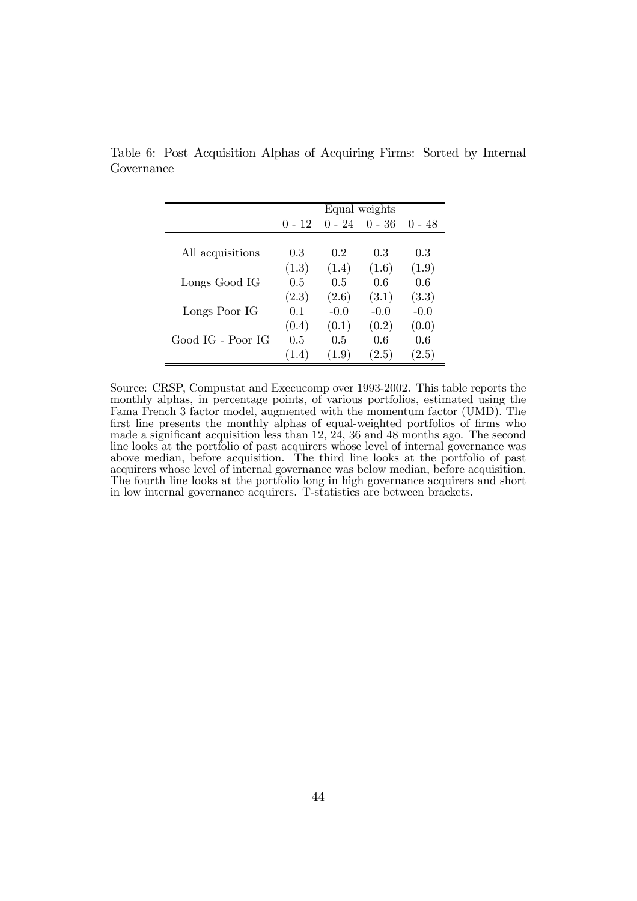Table 6: Post Acquisition Alphas of Acquiring Firms: Sorted by Internal Governance

| | Equal weights | | | |
|---|---|---|---|---|
| | 0 - 12 | 0 - 24 | 0 - 36 | 0 - 48 |
| All acquisitions | 0.3 | 0.2 | 0.3 | 0.3 |
| | (1.3) | (1.4) | (1.6) | (1.9) |
| Longs Good IG | 0.5 | 0.5 | 0.6 | 0.6 |
| | (2.3) | (2.6) | (3.1) | (3.3) |
| Longs Poor IG | 0.1 | -0.0 | -0.0 | -0.0 |
| | (0.4) | (0.1) | (0.2) | (0.0) |
| Good IG - Poor IG | 0.5 | 0.5 | 0.6 | 0.6 |
| | (1.4) | (1.9) | (2.5) | (2.5) |

Source: CRSP, Compustat and Execucomp over 1993-2002. This table reports the monthly alphas, in percentage points, of various portfolios, estimated using the Fama French 3 factor model, augmented with the momentum factor (UMD). The first line presents the monthly alphas of equal-weighted portfolios of firms who made a significant acquisition less than 12, 24, 36 and 48 months ago. The second line looks at the portfolio of past acquirers whose level of internal governance was above median, before acquisition. The third line looks at the portfolio of past acquirers whose level of internal governance was below median, before acquisition. The fourth line looks at the portfolio long in high governance acquirers and short in low internal governance acquirers. T-statistics are between brackets.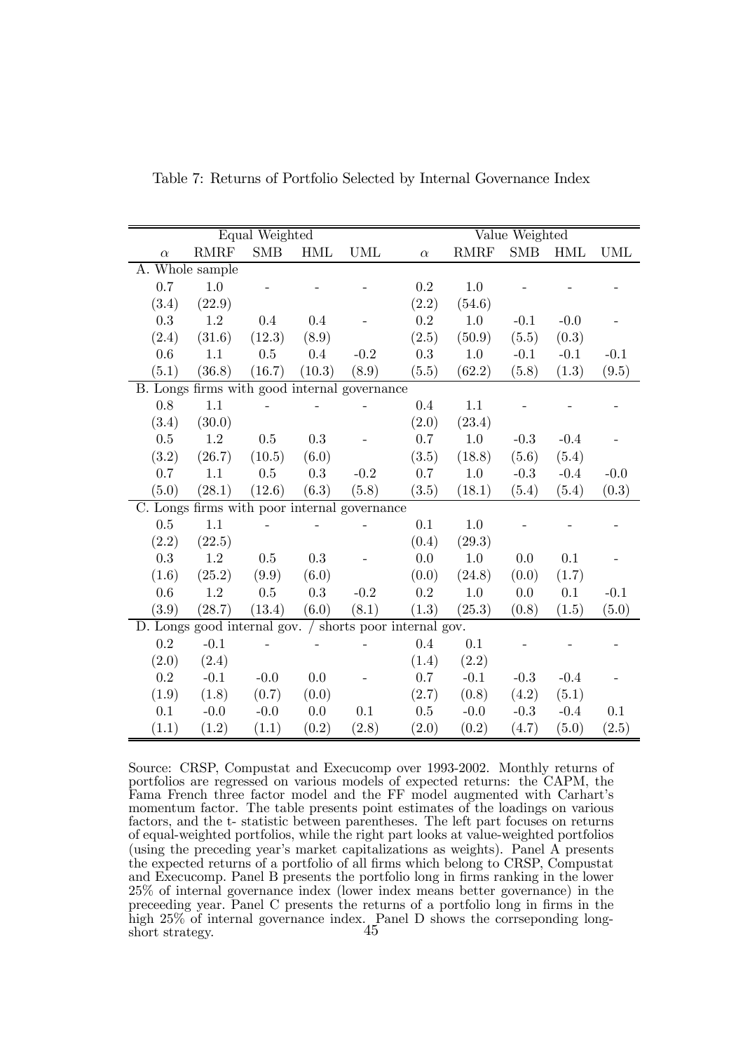Table 7: Returns of Portfolio Selected by Internal Governance Index

| Equal Weighted | | | | | Value Weighted | | | | |
|---|---|---|---|---|---|---|---|---|---|
| $\alpha$ | RMRF | SMB | HML | UML | $\alpha$ | RMRF | SMB | HML | UML |
| A. Whole sample | | | | | | | | | |
| 0.7 | 1.0 | - | - | - | 0.2 | 1.0 | - | - | - |
| (3.4) | (22.9) | | | | (2.2) | (54.6) | | | |
| 0.3 | 1.2 | 0.4 | 0.4 | - | 0.2 | 1.0 | -0.1 | -0.0 | - |
| (2.4) | (31.6) | (12.3) | (8.9) | | (2.5) | (50.9) | (5.5) | (0.3) | |
| 0.6 | 1.1 | 0.5 | 0.4 | -0.2 | 0.3 | 1.0 | -0.1 | -0.1 | -0.1 |
| (5.1) | (36.8) | (16.7) | (10.3) | (8.9) | (5.5) | (62.2) | (5.8) | (1.3) | (9.5) |
| B. Longs firms with good internal governance | | | | | | | | | |
| 0.8 | 1.1 | - | - | - | 0.4 | 1.1 | - | - | - |
| (3.4) | (30.0) | | | | (2.0) | (23.4) | | | |
| 0.5 | 1.2 | 0.5 | 0.3 | - | 0.7 | 1.0 | -0.3 | -0.4 | - |
| (3.2) | (26.7) | (10.5) | (6.0) | | (3.5) | (18.8) | (5.6) | (5.4) | |
| 0.7 | 1.1 | 0.5 | 0.3 | -0.2 | 0.7 | 1.0 | -0.3 | -0.4 | -0.0 |
| (5.0) | (28.1) | (12.6) | (6.3) | (5.8) | (3.5) | (18.1) | (5.4) | (5.4) | (0.3) |
| C. Longs firms with poor internal governance | | | | | | | | | |
| 0.5 | 1.1 | - | - | - | 0.1 | 1.0 | - | - | - |
| (2.2) | (22.5) | | | | (0.4) | (29.3) | | | |
| 0.3 | 1.2 | 0.5 | 0.3 | - | 0.0 | 1.0 | 0.0 | 0.1 | - |
| (1.6) | (25.2) | (9.9) | (6.0) | | (0.0) | (24.8) | (0.0) | (1.7) | |
| 0.6 | 1.2 | 0.5 | 0.3 | -0.2 | 0.2 | 1.0 | 0.0 | 0.1 | -0.1 |
| (3.9) | (28.7) | (13.4) | (6.0) | (8.1) | (1.3) | (25.3) | (0.8) | (1.5) | (5.0) |
| D. Longs good internal gov. / shorts poor internal gov. | | | | | | | | | |
| 0.2 | -0.1 | - | - | - | 0.4 | 0.1 | - | - | - |
| (2.0) | (2.4) | | | | (1.4) | (2.2) | | | |
| 0.2 | -0.1 | -0.0 | 0.0 | - | 0.7 | -0.1 | -0.3 | -0.4 | - |
| (1.9) | (1.8) | (0.7) | (0.0) | | (2.7) | (0.8) | (4.2) | (5.1) | |
| 0.1 | -0.0 | -0.0 | 0.0 | 0.1 | 0.5 | -0.0 | -0.3 | -0.4 | 0.1 |
| (1.1) | (1.2) | (1.1) | (0.2) | (2.8) | (2.0) | (0.2) | (4.7) | (5.0) | (2.5) |

Source: CRSP, Compustat and Execucomp over 1993-2002. Monthly returns of portfolios are regressed on various models of expected returns: the CAPM, the Fama French three factor model and the FF model augmented with Carhart's momentum factor. The table presents point estimates of the loadings on various factors, and the t- statistic between parentheses. The left part focuses on returns of equal-weighted portfolios, while the right part looks at value-weighted portfolios (using the preceding year's market capitalizations as weights). Panel A presents the expected returns of a portfolio of all firms which belong to CRSP, Compustat and Execucomp. Panel B presents the portfolio long in firms ranking in the lower 25% of internal governance index (lower index means better governance) in the preceeding year. Panel C presents the returns of a portfolio long in firms in the high 25% of internal governance index. Panel D shows the corrseponding long-short strategy.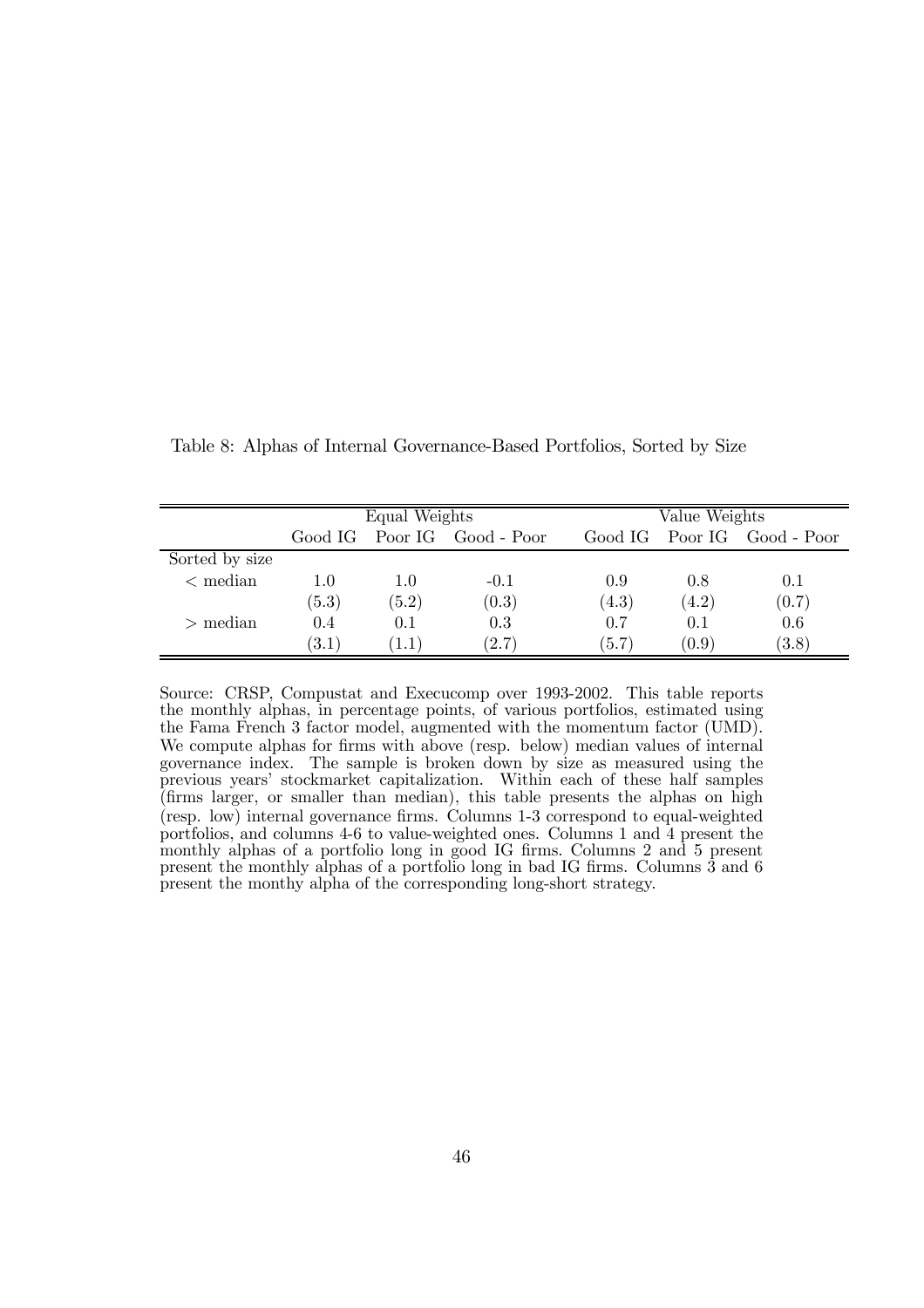Table 8: Alphas of Internal Governance-Based Portfolios, Sorted by Size

| | Equal Weights | | | Value Weights | | |
|---|---|---|---|---|---|---|
| | Good IG | Poor IG | Good - Poor | Good IG | Poor IG | Good - Poor |
| Sorted by size | | | | | | |
| < median | 1.0 | 1.0 | -0.1 | 0.9 | 0.8 | 0.1 |
| | (5.3) | (5.2) | (0.3) | (4.3) | (4.2) | (0.7) |
| > median | 0.4 | 0.1 | 0.3 | 0.7 | 0.1 | 0.6 |
| | (3.1) | (1.1) | (2.7) | (5.7) | (0.9) | (3.8) |

Source: CRSP, Compustat and Execucomp over 1993-2002. This table reports the monthly alphas, in percentage points, of various portfolios, estimated using the Fama French 3 factor model, augmented with the momentum factor (UMD). We compute alphas for firms with above (resp. below) median values of internal governance index. The sample is broken down by size as measured using the previous years' stockmarket capitalization. Within each of these half samples (firms larger, or smaller than median), this table presents the alphas on high (resp. low) internal governance firms. Columns 1-3 correspond to equal-weighted portfolios, and columns 4-6 to value-weighted ones. Columns 1 and 4 present the monthly alphas of a portfolio long in good IG firms. Columns 2 and 5 present present the monthly alphas of a portfolio long in bad IG firms. Columns 3 and 6 present the monthy alpha of the corresponding long-short strategy.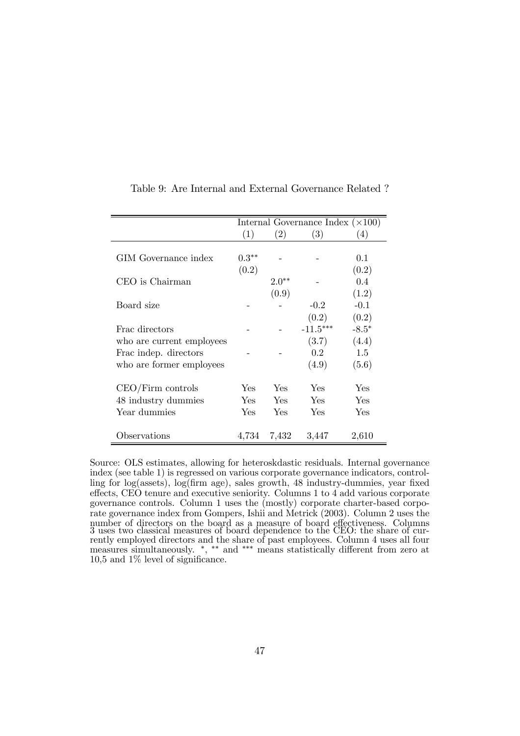Table 9: Are Internal and External Governance Related ?

| | Internal Governance Index (×100) | | | |
|---|---|---|---|---|
| | (1) | (2) | (3) | (4) |
| GIM Governance index | 0.3** | - | - | 0.1 |
| | (0.2) | | | (0.2) |
| CEO is Chairman | | 2.0** | - | 0.4 |
| | | (0.9) | | (1.2) |
| Board size | - | - | -0.2 | -0.1 |
| | | | (0.2) | (0.2) |
| Frac directors | - | - | -11.5*** | -8.5* |
| who are current employees | | | (3.7) | (4.4) |
| Frac indep. directors | - | - | 0.2 | 1.5 |
| who are former employees | | | (4.9) | (5.6) |
| CEO/Firm controls | Yes | Yes | Yes | Yes |
| 48 industry dummies | Yes | Yes | Yes | Yes |
| Year dummies | Yes | Yes | Yes | Yes |
| Observations | 4,734 | 7,432 | 3,447 | 2,610 |

Source: OLS estimates, allowing for heteroskdastic residuals. Internal governance index (see table 1) is regressed on various corporate governance indicators, controlling for log(assets), log(firm age), sales growth, 48 industry-dummies, year fixed effects, CEO tenure and executive seniority. Columns 1 to 4 add various corporate governance controls. Column 1 uses the (mostly) corporate charter-based corporate governance index from Gompers, Ishii and Metrick (2003). Column 2 uses the number of directors on the board as a measure of board effectiveness. Columns 3 uses two classical measures of board dependence to the CEO: the share of currently employed directors and the share of past employees. Column 4 uses all four measures simultaneously. *, ** and *** means statistically different from zero at 10,5 and 1% level of significance.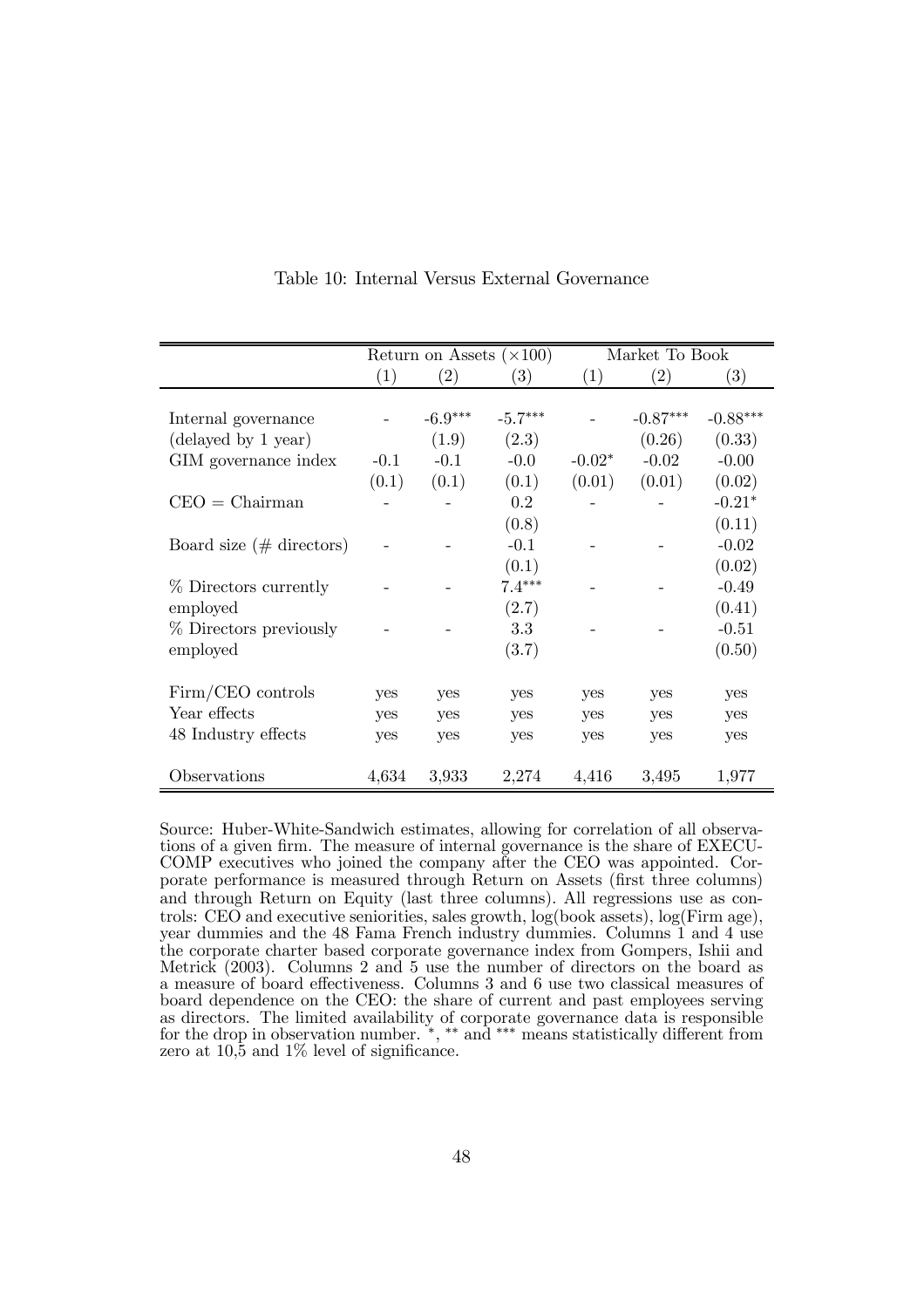Table 10: Internal Versus External Governance

| | Return on Assets ($\times$100) | | | Market To Book | | |
|---|---|---|---|---|---|---|
| | (1) | (2) | (3) | (1) | (2) | (3) |
| Internal governance | - | -6.9*** | -5.7*** | - | -0.87*** | -0.88*** |
| (delayed by 1 year) | | (1.9) | (2.3) | | (0.26) | (0.33) |
| GIM governance index | -0.1 | -0.1 | -0.0 | -0.02* | -0.02 | -0.00 |
| | (0.1) | (0.1) | (0.1) | (0.01) | (0.01) | (0.02) |
| CEO = Chairman | - | - | 0.2 | - | - | -0.21* |
| | | | (0.8) | | | (0.11) |
| Board size (# directors) | - | - | -0.1 | - | - | -0.02 |
| | | | (0.1) | | | (0.02) |
| % Directors currently employed | - | - | 7.4*** | - | - | -0.49 |
| | | | (2.7) | | | (0.41) |
| % Directors previously employed | - | - | 3.3 | - | - | -0.51 |
| | | | (3.7) | | | (0.50) |
| Firm/CEO controls | yes | yes | yes | yes | yes | yes |
| Year effects | yes | yes | yes | yes | yes | yes |
| 48 Industry effects | yes | yes | yes | yes | yes | yes |
| Observations | 4,634 | 3,933 | 2,274 | 4,416 | 3,495 | 1,977 |

Source: Huber-White-Sandwich estimates, allowing for correlation of all observations of a given firm. The measure of internal governance is the share of EXECUCOMP executives who joined the company after the CEO was appointed. Corporate performance is measured through Return on Assets (first three columns) and through Return on Equity (last three columns). All regressions use as controls: CEO and executive seniorities, sales growth, log(book assets), log(Firm age), year dummies and the 48 Fama French industry dummies. Columns 1 and 4 use the corporate charter based corporate governance index from Gompers, Ishii and Metrick (2003). Columns 2 and 5 use the number of directors on the board as a measure of board effectiveness. Columns 3 and 6 use two classical measures of board dependence on the CEO: the share of current and past employees serving as directors. The limited availability of corporate governance data is responsible for the drop in observation number. *, ** and *** means statistically different from zero at 10,5 and 1% level of significance.